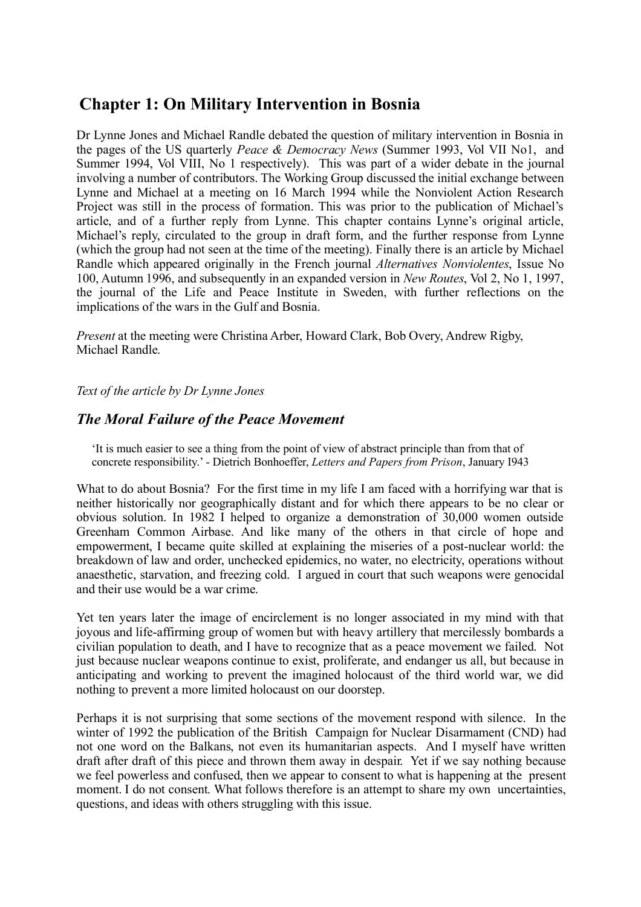# Chapter 1: On Military Intervention in Bosnia

Dr Lynne Jones and Michael Randle debated the question of military intervention in Bosnia in the pages of the US quarterly *Peace & Democracy News* (Summer 1993, Vol VII No1, and Summer 1994, Vol VIII, No 1 respectively). This was part of a wider debate in the journal involving a number of contributors. The Working Group discussed the initial exchange between Lynne and Michael at a meeting on 16 March 1994 while the Nonviolent Action Research Project was still in the process of formation. This was prior to the publication of Michael's article, and of a further reply from Lynne. This chapter contains Lynne's original article, Michael's reply, circulated to the group in draft form, and the further response from Lynne (which the group had not seen at the time of the meeting). Finally there is an article by Michael Randle which appeared originally in the French journal *Alternatives Nonviolentes*, Issue No 100, Autumn 1996, and subsequently in an expanded version in *New Routes*, Vol 2, No 1, 1997, the journal of the Life and Peace Institute in Sweden, with further reflections on the implications of the wars in the Gulf and Bosnia.

*Present* at the meeting were Christina Arber, Howard Clark, Bob Overy, Andrew Rigby, Michael Randle.

*Text of the article by Dr Lynne Jones*

## *The Moral Failure of the Peace Movement*

> 'It is much easier to see a thing from the point of view of abstract principle than from that of concrete responsibility.' - Dietrich Bonhoeffer, *Letters and Papers from Prison*, January I943

What to do about Bosnia? For the first time in my life I am faced with a horrifying war that is neither historically nor geographically distant and for which there appears to be no clear or obvious solution. In 1982 I helped to organize a demonstration of 30,000 women outside Greenham Common Airbase. And like many of the others in that circle of hope and empowerment, I became quite skilled at explaining the miseries of a post-nuclear world: the breakdown of law and order, unchecked epidemics, no water, no electricity, operations without anaesthetic, starvation, and freezing cold. I argued in court that such weapons were genocidal and their use would be a war crime.

Yet ten years later the image of encirclement is no longer associated in my mind with that joyous and life-affirming group of women but with heavy artillery that mercilessly bombards a civilian population to death, and I have to recognize that as a peace movement we failed. Not just because nuclear weapons continue to exist, proliferate, and endanger us all, but because in anticipating and working to prevent the imagined holocaust of the third world war, we did nothing to prevent a more limited holocaust on our doorstep.

Perhaps it is not surprising that some sections of the movement respond with silence. In the winter of 1992 the publication of the British Campaign for Nuclear Disarmament (CND) had not one word on the Balkans, not even its humanitarian aspects. And I myself have written draft after draft of this piece and thrown them away in despair. Yet if we say nothing because we feel powerless and confused, then we appear to consent to what is happening at the present moment. I do not consent. What follows therefore is an attempt to share my own uncertainties, questions, and ideas with others struggling with this issue.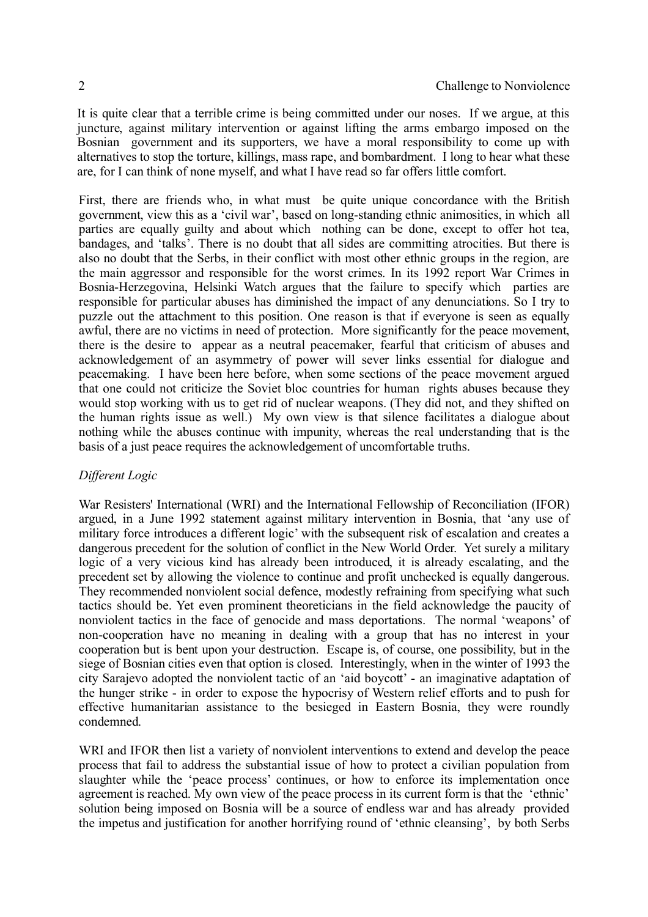It is quite clear that a terrible crime is being committed under our noses. If we argue, at this juncture, against military intervention or against lifting the arms embargo imposed on the Bosnian government and its supporters, we have a moral responsibility to come up with alternatives to stop the torture, killings, mass rape, and bombardment. I long to hear what these are, for I can think of none myself, and what I have read so far offers little comfort.

First, there are friends who, in what must be quite unique concordance with the British government, view this as a 'civil war', based on long-standing ethnic animosities, in which all parties are equally guilty and about which nothing can be done, except to offer hot tea, bandages, and 'talks'. There is no doubt that all sides are committing atrocities. But there is also no doubt that the Serbs, in their conflict with most other ethnic groups in the region, are the main aggressor and responsible for the worst crimes. In its 1992 report War Crimes in Bosnia-Herzegovina, Helsinki Watch argues that the failure to specify which parties are responsible for particular abuses has diminished the impact of any denunciations. So I try to puzzle out the attachment to this position. One reason is that if everyone is seen as equally awful, there are no victims in need of protection. More significantly for the peace movement, there is the desire to appear as a neutral peacemaker, fearful that criticism of abuses and acknowledgement of an asymmetry of power will sever links essential for dialogue and peacemaking. I have been here before, when some sections of the peace movement argued that one could not criticize the Soviet bloc countries for human rights abuses because they would stop working with us to get rid of nuclear weapons. (They did not, and they shifted on the human rights issue as well.) My own view is that silence facilitates a dialogue about nothing while the abuses continue with impunity, whereas the real understanding that is the basis of a just peace requires the acknowledgement of uncomfortable truths.

*Different Logic*

War Resisters' International (WRI) and the International Fellowship of Reconciliation (IFOR) argued, in a June 1992 statement against military intervention in Bosnia, that 'any use of military force introduces a different logic' with the subsequent risk of escalation and creates a dangerous precedent for the solution of conflict in the New World Order. Yet surely a military logic of a very vicious kind has already been introduced, it is already escalating, and the precedent set by allowing the violence to continue and profit unchecked is equally dangerous. They recommended nonviolent social defence, modestly refraining from specifying what such tactics should be. Yet even prominent theoreticians in the field acknowledge the paucity of nonviolent tactics in the face of genocide and mass deportations. The normal 'weapons' of non-cooperation have no meaning in dealing with a group that has no interest in your cooperation but is bent upon your destruction. Escape is, of course, one possibility, but in the siege of Bosnian cities even that option is closed. Interestingly, when in the winter of 1993 the city Sarajevo adopted the nonviolent tactic of an 'aid boycott' - an imaginative adaptation of the hunger strike - in order to expose the hypocrisy of Western relief efforts and to push for effective humanitarian assistance to the besieged in Eastern Bosnia, they were roundly condemned.

WRI and IFOR then list a variety of nonviolent interventions to extend and develop the peace process that fail to address the substantial issue of how to protect a civilian population from slaughter while the 'peace process' continues, or how to enforce its implementation once agreement is reached. My own view of the peace process in its current form is that the 'ethnic' solution being imposed on Bosnia will be a source of endless war and has already provided the impetus and justification for another horrifying round of 'ethnic cleansing', by both Serbs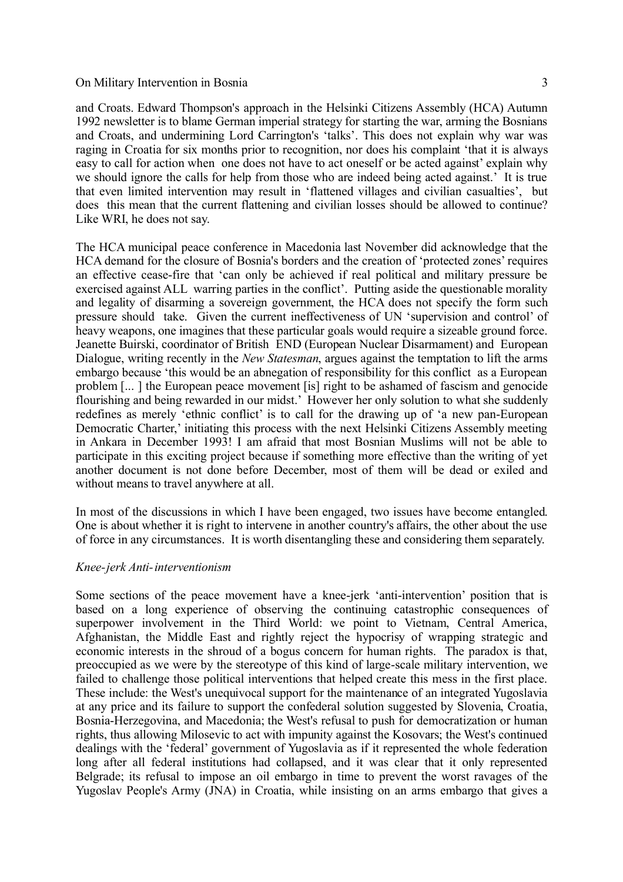and Croats. Edward Thompson's approach in the Helsinki Citizens Assembly (HCA) Autumn 1992 newsletter is to blame German imperial strategy for starting the war, arming the Bosnians and Croats, and undermining Lord Carrington's 'talks'. This does not explain why war was raging in Croatia for six months prior to recognition, nor does his complaint 'that it is always easy to call for action when one does not have to act oneself or be acted against' explain why we should ignore the calls for help from those who are indeed being acted against.' It is true that even limited intervention may result in 'flattened villages and civilian casualties', but does this mean that the current flattening and civilian losses should be allowed to continue? Like WRI, he does not say.

The HCA municipal peace conference in Macedonia last November did acknowledge that the HCA demand for the closure of Bosnia's borders and the creation of 'protected zones' requires an effective cease-fire that 'can only be achieved if real political and military pressure be exercised against ALL warring parties in the conflict'. Putting aside the questionable morality and legality of disarming a sovereign government, the HCA does not specify the form such pressure should take. Given the current ineffectiveness of UN 'supervision and control' of heavy weapons, one imagines that these particular goals would require a sizeable ground force. Jeanette Buirski, coordinator of British END (European Nuclear Disarmament) and European Dialogue, writing recently in the *New Statesman*, argues against the temptation to lift the arms embargo because 'this would be an abnegation of responsibility for this conflict as a European problem [... ] the European peace movement [is] right to be ashamed of fascism and genocide flourishing and being rewarded in our midst.' However her only solution to what she suddenly redefines as merely 'ethnic conflict' is to call for the drawing up of 'a new pan-European Democratic Charter,' initiating this process with the next Helsinki Citizens Assembly meeting in Ankara in December 1993! I am afraid that most Bosnian Muslims will not be able to participate in this exciting project because if something more effective than the writing of yet another document is not done before December, most of them will be dead or exiled and without means to travel anywhere at all.

In most of the discussions in which I have been engaged, two issues have become entangled. One is about whether it is right to intervene in another country's affairs, the other about the use of force in any circumstances. It is worth disentangling these and considering them separately.

*Knee-jerk Anti-interventionism*

Some sections of the peace movement have a knee-jerk 'anti-intervention' position that is based on a long experience of observing the continuing catastrophic consequences of superpower involvement in the Third World: we point to Vietnam, Central America, Afghanistan, the Middle East and rightly reject the hypocrisy of wrapping strategic and economic interests in the shroud of a bogus concern for human rights. The paradox is that, preoccupied as we were by the stereotype of this kind of large-scale military intervention, we failed to challenge those political interventions that helped create this mess in the first place. These include: the West's unequivocal support for the maintenance of an integrated Yugoslavia at any price and its failure to support the confederal solution suggested by Slovenia, Croatia, Bosnia-Herzegovina, and Macedonia; the West's refusal to push for democratization or human rights, thus allowing Milosevic to act with impunity against the Kosovars; the West's continued dealings with the 'federal' government of Yugoslavia as if it represented the whole federation long after all federal institutions had collapsed, and it was clear that it only represented Belgrade; its refusal to impose an oil embargo in time to prevent the worst ravages of the Yugoslav People's Army (JNA) in Croatia, while insisting on an arms embargo that gives a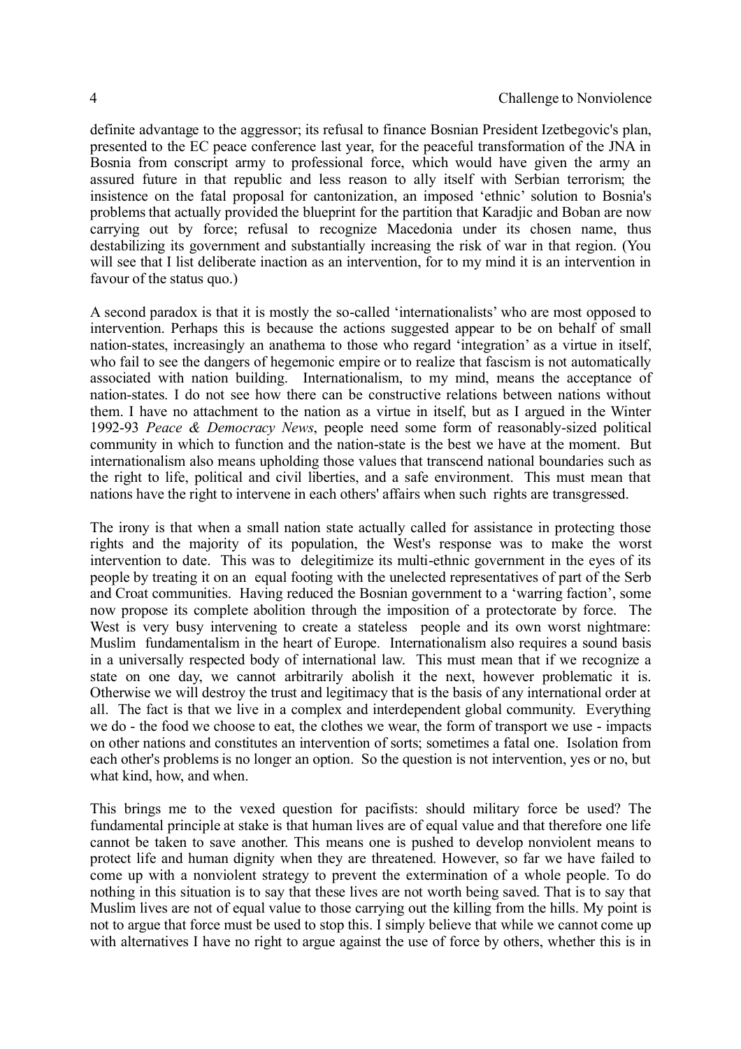definite advantage to the aggressor; its refusal to finance Bosnian President Izetbegovic's plan, presented to the EC peace conference last year, for the peaceful transformation of the JNA in Bosnia from conscript army to professional force, which would have given the army an assured future in that republic and less reason to ally itself with Serbian terrorism; the insistence on the fatal proposal for cantonization, an imposed 'ethnic' solution to Bosnia's problems that actually provided the blueprint for the partition that Karadjic and Boban are now carrying out by force; refusal to recognize Macedonia under its chosen name, thus destabilizing its government and substantially increasing the risk of war in that region. (You will see that I list deliberate inaction as an intervention, for to my mind it is an intervention in favour of the status quo.)

A second paradox is that it is mostly the so-called 'internationalists' who are most opposed to intervention. Perhaps this is because the actions suggested appear to be on behalf of small nation-states, increasingly an anathema to those who regard 'integration' as a virtue in itself, who fail to see the dangers of hegemonic empire or to realize that fascism is not automatically associated with nation building. Internationalism, to my mind, means the acceptance of nation-states. I do not see how there can be constructive relations between nations without them. I have no attachment to the nation as a virtue in itself, but as I argued in the Winter 1992-93 *Peace & Democracy News*, people need some form of reasonably-sized political community in which to function and the nation-state is the best we have at the moment. But internationalism also means upholding those values that transcend national boundaries such as the right to life, political and civil liberties, and a safe environment. This must mean that nations have the right to intervene in each others' affairs when such rights are transgressed.

The irony is that when a small nation state actually called for assistance in protecting those rights and the majority of its population, the West's response was to make the worst intervention to date. This was to delegitimize its multi-ethnic government in the eyes of its people by treating it on an equal footing with the unelected representatives of part of the Serb and Croat communities. Having reduced the Bosnian government to a 'warring faction', some now propose its complete abolition through the imposition of a protectorate by force. The West is very busy intervening to create a stateless people and its own worst nightmare: Muslim fundamentalism in the heart of Europe. Internationalism also requires a sound basis in a universally respected body of international law. This must mean that if we recognize a state on one day, we cannot arbitrarily abolish it the next, however problematic it is. Otherwise we will destroy the trust and legitimacy that is the basis of any international order at all. The fact is that we live in a complex and interdependent global community. Everything we do - the food we choose to eat, the clothes we wear, the form of transport we use - impacts on other nations and constitutes an intervention of sorts; sometimes a fatal one. Isolation from each other's problems is no longer an option. So the question is not intervention, yes or no, but what kind, how, and when.

This brings me to the vexed question for pacifists: should military force be used? The fundamental principle at stake is that human lives are of equal value and that therefore one life cannot be taken to save another. This means one is pushed to develop nonviolent means to protect life and human dignity when they are threatened. However, so far we have failed to come up with a nonviolent strategy to prevent the extermination of a whole people. To do nothing in this situation is to say that these lives are not worth being saved. That is to say that Muslim lives are not of equal value to those carrying out the killing from the hills. My point is not to argue that force must be used to stop this. I simply believe that while we cannot come up with alternatives I have no right to argue against the use of force by others, whether this is in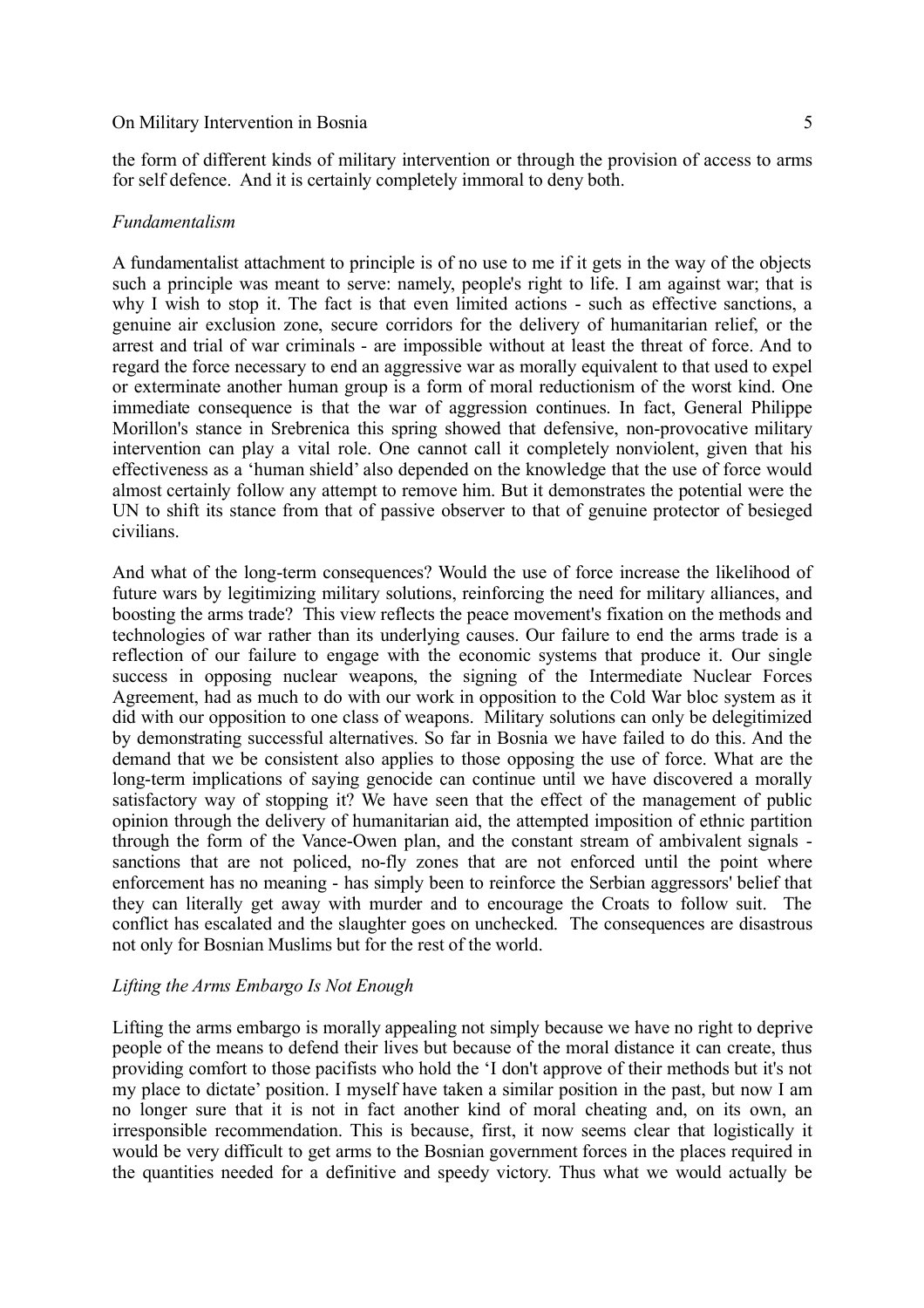the form of different kinds of military intervention or through the provision of access to arms for self defence. And it is certainly completely immoral to deny both.

*Fundamentalism*

A fundamentalist attachment to principle is of no use to me if it gets in the way of the objects such a principle was meant to serve: namely, people's right to life. I am against war; that is why I wish to stop it. The fact is that even limited actions - such as effective sanctions, a genuine air exclusion zone, secure corridors for the delivery of humanitarian relief, or the arrest and trial of war criminals - are impossible without at least the threat of force. And to regard the force necessary to end an aggressive war as morally equivalent to that used to expel or exterminate another human group is a form of moral reductionism of the worst kind. One immediate consequence is that the war of aggression continues. In fact, General Philippe Morillon's stance in Srebrenica this spring showed that defensive, non-provocative military intervention can play a vital role. One cannot call it completely nonviolent, given that his effectiveness as a 'human shield' also depended on the knowledge that the use of force would almost certainly follow any attempt to remove him. But it demonstrates the potential were the UN to shift its stance from that of passive observer to that of genuine protector of besieged civilians.

And what of the long-term consequences? Would the use of force increase the likelihood of future wars by legitimizing military solutions, reinforcing the need for military alliances, and boosting the arms trade? This view reflects the peace movement's fixation on the methods and technologies of war rather than its underlying causes. Our failure to end the arms trade is a reflection of our failure to engage with the economic systems that produce it. Our single success in opposing nuclear weapons, the signing of the Intermediate Nuclear Forces Agreement, had as much to do with our work in opposition to the Cold War bloc system as it did with our opposition to one class of weapons. Military solutions can only be delegitimized by demonstrating successful alternatives. So far in Bosnia we have failed to do this. And the demand that we be consistent also applies to those opposing the use of force. What are the long-term implications of saying genocide can continue until we have discovered a morally satisfactory way of stopping it? We have seen that the effect of the management of public opinion through the delivery of humanitarian aid, the attempted imposition of ethnic partition through the form of the Vance-Owen plan, and the constant stream of ambivalent signals - sanctions that are not policed, no-fly zones that are not enforced until the point where enforcement has no meaning - has simply been to reinforce the Serbian aggressors' belief that they can literally get away with murder and to encourage the Croats to follow suit. The conflict has escalated and the slaughter goes on unchecked. The consequences are disastrous not only for Bosnian Muslims but for the rest of the world.

*Lifting the Arms Embargo Is Not Enough*

Lifting the arms embargo is morally appealing not simply because we have no right to deprive people of the means to defend their lives but because of the moral distance it can create, thus providing comfort to those pacifists who hold the 'I don't approve of their methods but it's not my place to dictate' position. I myself have taken a similar position in the past, but now I am no longer sure that it is not in fact another kind of moral cheating and, on its own, an irresponsible recommendation. This is because, first, it now seems clear that logistically it would be very difficult to get arms to the Bosnian government forces in the places required in the quantities needed for a definitive and speedy victory. Thus what we would actually be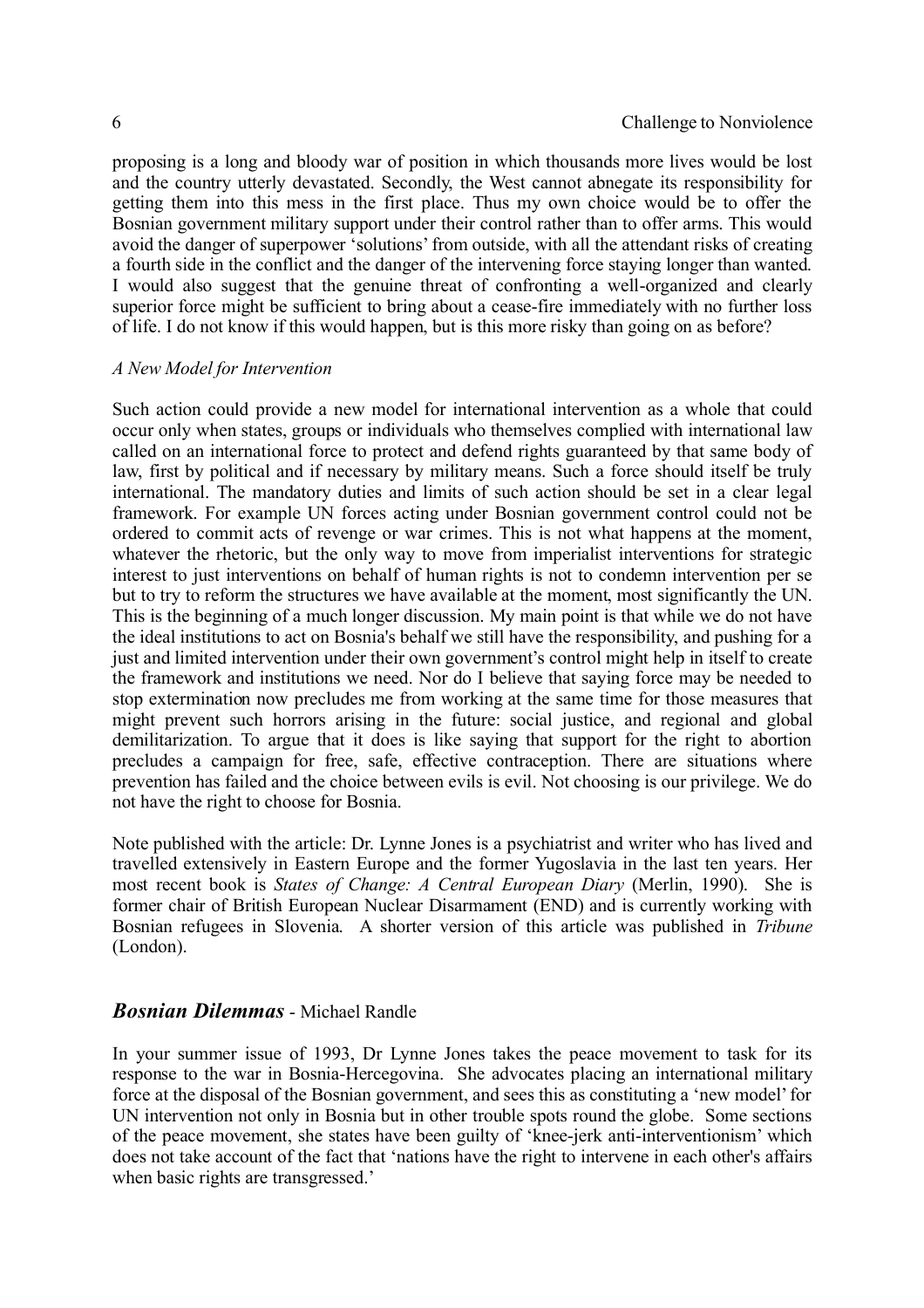proposing is a long and bloody war of position in which thousands more lives would be lost and the country utterly devastated. Secondly, the West cannot abnegate its responsibility for getting them into this mess in the first place. Thus my own choice would be to offer the Bosnian government military support under their control rather than to offer arms. This would avoid the danger of superpower 'solutions' from outside, with all the attendant risks of creating a fourth side in the conflict and the danger of the intervening force staying longer than wanted. I would also suggest that the genuine threat of confronting a well-organized and clearly superior force might be sufficient to bring about a cease-fire immediately with no further loss of life. I do not know if this would happen, but is this more risky than going on as before?

*A New Model for Intervention*

Such action could provide a new model for international intervention as a whole that could occur only when states, groups or individuals who themselves complied with international law called on an international force to protect and defend rights guaranteed by that same body of law, first by political and if necessary by military means. Such a force should itself be truly international. The mandatory duties and limits of such action should be set in a clear legal framework. For example UN forces acting under Bosnian government control could not be ordered to commit acts of revenge or war crimes. This is not what happens at the moment, whatever the rhetoric, but the only way to move from imperialist interventions for strategic interest to just interventions on behalf of human rights is not to condemn intervention per se but to try to reform the structures we have available at the moment, most significantly the UN. This is the beginning of a much longer discussion. My main point is that while we do not have the ideal institutions to act on Bosnia's behalf we still have the responsibility, and pushing for a just and limited intervention under their own government's control might help in itself to create the framework and institutions we need. Nor do I believe that saying force may be needed to stop extermination now precludes me from working at the same time for those measures that might prevent such horrors arising in the future: social justice, and regional and global demilitarization. To argue that it does is like saying that support for the right to abortion precludes a campaign for free, safe, effective contraception. There are situations where prevention has failed and the choice between evils is evil. Not choosing is our privilege. We do not have the right to choose for Bosnia.

Note published with the article: Dr. Lynne Jones is a psychiatrist and writer who has lived and travelled extensively in Eastern Europe and the former Yugoslavia in the last ten years. Her most recent book is *States of Change: A Central European Diary* (Merlin, 1990). She is former chair of British European Nuclear Disarmament (END) and is currently working with Bosnian refugees in Slovenia. A shorter version of this article was published in *Tribune* (London).

## ***Bosnian Dilemmas*** - Michael Randle

In your summer issue of 1993, Dr Lynne Jones takes the peace movement to task for its response to the war in Bosnia-Hercegovina. She advocates placing an international military force at the disposal of the Bosnian government, and sees this as constituting a 'new model' for UN intervention not only in Bosnia but in other trouble spots round the globe. Some sections of the peace movement, she states have been guilty of 'knee-jerk anti-interventionism' which does not take account of the fact that 'nations have the right to intervene in each other's affairs when basic rights are transgressed.'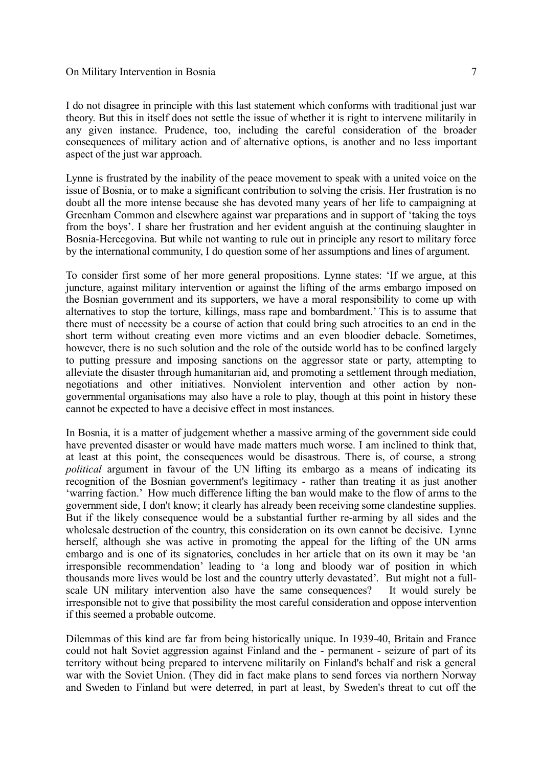I do not disagree in principle with this last statement which conforms with traditional just war theory. But this in itself does not settle the issue of whether it is right to intervene militarily in any given instance. Prudence, too, including the careful consideration of the broader consequences of military action and of alternative options, is another and no less important aspect of the just war approach.

Lynne is frustrated by the inability of the peace movement to speak with a united voice on the issue of Bosnia, or to make a significant contribution to solving the crisis. Her frustration is no doubt all the more intense because she has devoted many years of her life to campaigning at Greenham Common and elsewhere against war preparations and in support of 'taking the toys from the boys'. I share her frustration and her evident anguish at the continuing slaughter in Bosnia-Hercegovina. But while not wanting to rule out in principle any resort to military force by the international community, I do question some of her assumptions and lines of argument.

To consider first some of her more general propositions. Lynne states: 'If we argue, at this juncture, against military intervention or against the lifting of the arms embargo imposed on the Bosnian government and its supporters, we have a moral responsibility to come up with alternatives to stop the torture, killings, mass rape and bombardment.' This is to assume that there must of necessity be a course of action that could bring such atrocities to an end in the short term without creating even more victims and an even bloodier debacle. Sometimes, however, there is no such solution and the role of the outside world has to be confined largely to putting pressure and imposing sanctions on the aggressor state or party, attempting to alleviate the disaster through humanitarian aid, and promoting a settlement through mediation, negotiations and other initiatives. Nonviolent intervention and other action by non-governmental organisations may also have a role to play, though at this point in history these cannot be expected to have a decisive effect in most instances.

In Bosnia, it is a matter of judgement whether a massive arming of the government side could have prevented disaster or would have made matters much worse. I am inclined to think that, at least at this point, the consequences would be disastrous. There is, of course, a strong *political* argument in favour of the UN lifting its embargo as a means of indicating its recognition of the Bosnian government's legitimacy - rather than treating it as just another 'warring faction.' How much difference lifting the ban would make to the flow of arms to the government side, I don't know; it clearly has already been receiving some clandestine supplies. But if the likely consequence would be a substantial further re-arming by all sides and the wholesale destruction of the country, this consideration on its own cannot be decisive. Lynne herself, although she was active in promoting the appeal for the lifting of the UN arms embargo and is one of its signatories, concludes in her article that on its own it may be 'an irresponsible recommendation' leading to 'a long and bloody war of position in which thousands more lives would be lost and the country utterly devastated'. But might not a full-scale UN military intervention also have the same consequences? It would surely be irresponsible not to give that possibility the most careful consideration and oppose intervention if this seemed a probable outcome.

Dilemmas of this kind are far from being historically unique. In 1939-40, Britain and France could not halt Soviet aggression against Finland and the - permanent - seizure of part of its territory without being prepared to intervene militarily on Finland's behalf and risk a general war with the Soviet Union. (They did in fact make plans to send forces via northern Norway and Sweden to Finland but were deterred, in part at least, by Sweden's threat to cut off the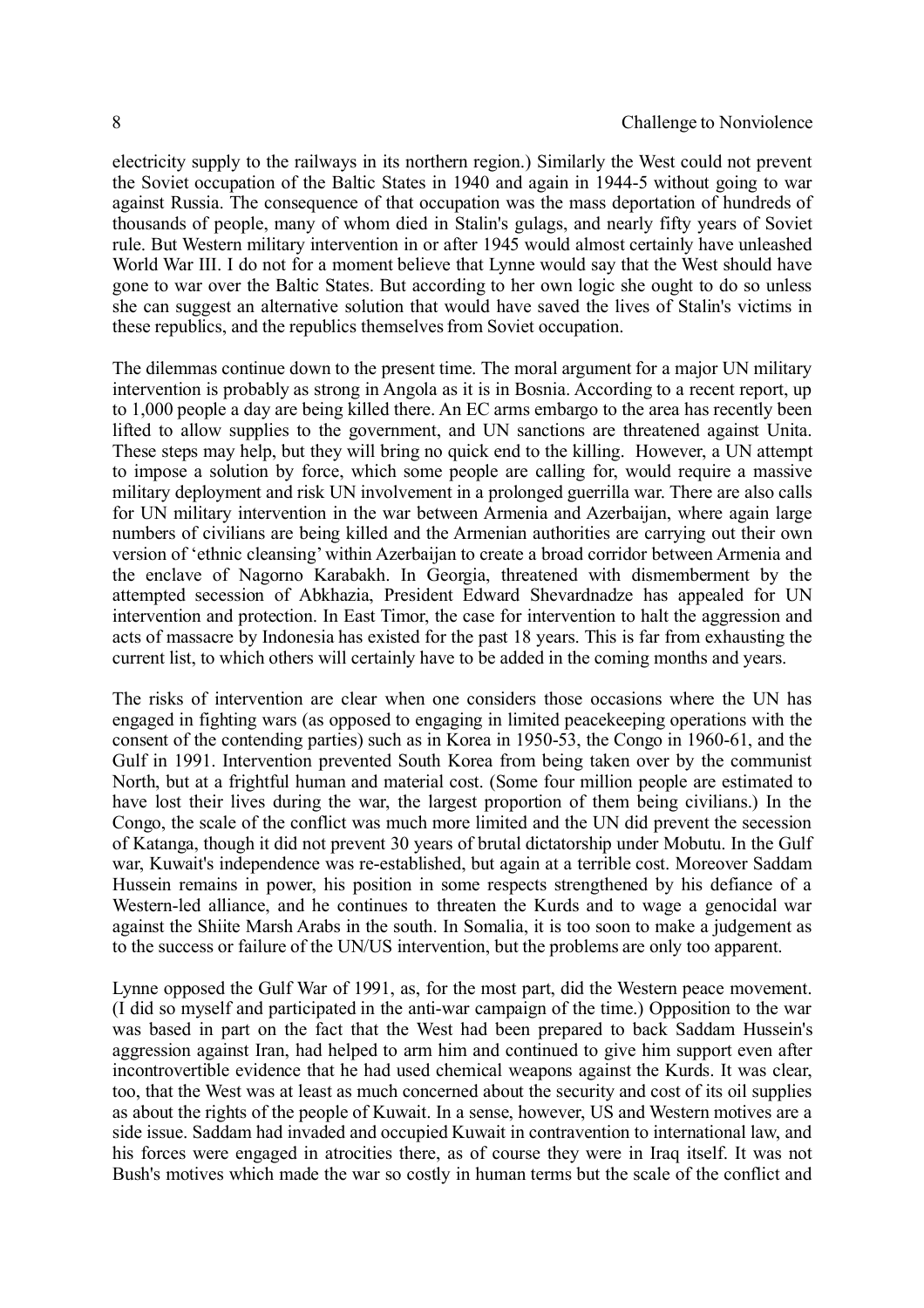electricity supply to the railways in its northern region.) Similarly the West could not prevent the Soviet occupation of the Baltic States in 1940 and again in 1944-5 without going to war against Russia. The consequence of that occupation was the mass deportation of hundreds of thousands of people, many of whom died in Stalin's gulags, and nearly fifty years of Soviet rule. But Western military intervention in or after 1945 would almost certainly have unleashed World War III. I do not for a moment believe that Lynne would say that the West should have gone to war over the Baltic States. But according to her own logic she ought to do so unless she can suggest an alternative solution that would have saved the lives of Stalin's victims in these republics, and the republics themselves from Soviet occupation.

The dilemmas continue down to the present time. The moral argument for a major UN military intervention is probably as strong in Angola as it is in Bosnia. According to a recent report, up to 1,000 people a day are being killed there. An EC arms embargo to the area has recently been lifted to allow supplies to the government, and UN sanctions are threatened against Unita. These steps may help, but they will bring no quick end to the killing. However, a UN attempt to impose a solution by force, which some people are calling for, would require a massive military deployment and risk UN involvement in a prolonged guerrilla war. There are also calls for UN military intervention in the war between Armenia and Azerbaijan, where again large numbers of civilians are being killed and the Armenian authorities are carrying out their own version of 'ethnic cleansing' within Azerbaijan to create a broad corridor between Armenia and the enclave of Nagorno Karabakh. In Georgia, threatened with dismemberment by the attempted secession of Abkhazia, President Edward Shevardnadze has appealed for UN intervention and protection. In East Timor, the case for intervention to halt the aggression and acts of massacre by Indonesia has existed for the past 18 years. This is far from exhausting the current list, to which others will certainly have to be added in the coming months and years.

The risks of intervention are clear when one considers those occasions where the UN has engaged in fighting wars (as opposed to engaging in limited peacekeeping operations with the consent of the contending parties) such as in Korea in 1950-53, the Congo in 1960-61, and the Gulf in 1991. Intervention prevented South Korea from being taken over by the communist North, but at a frightful human and material cost. (Some four million people are estimated to have lost their lives during the war, the largest proportion of them being civilians.) In the Congo, the scale of the conflict was much more limited and the UN did prevent the secession of Katanga, though it did not prevent 30 years of brutal dictatorship under Mobutu. In the Gulf war, Kuwait's independence was re-established, but again at a terrible cost. Moreover Saddam Hussein remains in power, his position in some respects strengthened by his defiance of a Western-led alliance, and he continues to threaten the Kurds and to wage a genocidal war against the Shiite Marsh Arabs in the south. In Somalia, it is too soon to make a judgement as to the success or failure of the UN/US intervention, but the problems are only too apparent.

Lynne opposed the Gulf War of 1991, as, for the most part, did the Western peace movement. (I did so myself and participated in the anti-war campaign of the time.) Opposition to the war was based in part on the fact that the West had been prepared to back Saddam Hussein's aggression against Iran, had helped to arm him and continued to give him support even after incontrovertible evidence that he had used chemical weapons against the Kurds. It was clear, too, that the West was at least as much concerned about the security and cost of its oil supplies as about the rights of the people of Kuwait. In a sense, however, US and Western motives are a side issue. Saddam had invaded and occupied Kuwait in contravention to international law, and his forces were engaged in atrocities there, as of course they were in Iraq itself. It was not Bush's motives which made the war so costly in human terms but the scale of the conflict and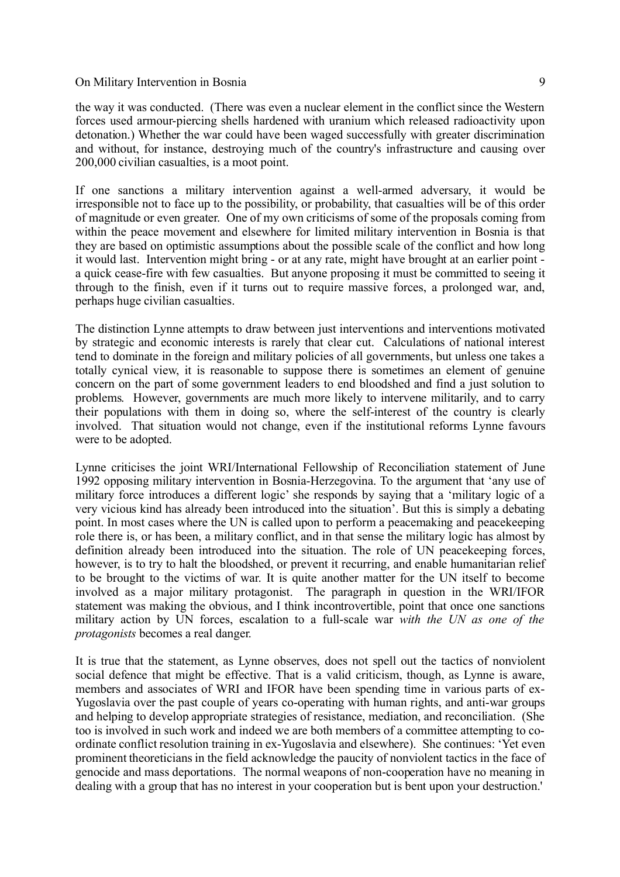the way it was conducted. (There was even a nuclear element in the conflict since the Western forces used armour-piercing shells hardened with uranium which released radioactivity upon detonation.) Whether the war could have been waged successfully with greater discrimination and without, for instance, destroying much of the country's infrastructure and causing over 200,000 civilian casualties, is a moot point.

If one sanctions a military intervention against a well-armed adversary, it would be irresponsible not to face up to the possibility, or probability, that casualties will be of this order of magnitude or even greater. One of my own criticisms of some of the proposals coming from within the peace movement and elsewhere for limited military intervention in Bosnia is that they are based on optimistic assumptions about the possible scale of the conflict and how long it would last. Intervention might bring - or at any rate, might have brought at an earlier point - a quick cease-fire with few casualties. But anyone proposing it must be committed to seeing it through to the finish, even if it turns out to require massive forces, a prolonged war, and, perhaps huge civilian casualties.

The distinction Lynne attempts to draw between just interventions and interventions motivated by strategic and economic interests is rarely that clear cut. Calculations of national interest tend to dominate in the foreign and military policies of all governments, but unless one takes a totally cynical view, it is reasonable to suppose there is sometimes an element of genuine concern on the part of some government leaders to end bloodshed and find a just solution to problems. However, governments are much more likely to intervene militarily, and to carry their populations with them in doing so, where the self-interest of the country is clearly involved. That situation would not change, even if the institutional reforms Lynne favours were to be adopted.

Lynne criticises the joint WRI/International Fellowship of Reconciliation statement of June 1992 opposing military intervention in Bosnia-Herzegovina. To the argument that 'any use of military force introduces a different logic' she responds by saying that a 'military logic of a very vicious kind has already been introduced into the situation'. But this is simply a debating point. In most cases where the UN is called upon to perform a peacemaking and peacekeeping role there is, or has been, a military conflict, and in that sense the military logic has almost by definition already been introduced into the situation. The role of UN peacekeeping forces, however, is to try to halt the bloodshed, or prevent it recurring, and enable humanitarian relief to be brought to the victims of war. It is quite another matter for the UN itself to become involved as a major military protagonist. The paragraph in question in the WRI/IFOR statement was making the obvious, and I think incontrovertible, point that once one sanctions military action by UN forces, escalation to a full-scale war *with the UN as one of the protagonists* becomes a real danger.

It is true that the statement, as Lynne observes, does not spell out the tactics of nonviolent social defence that might be effective. That is a valid criticism, though, as Lynne is aware, members and associates of WRI and IFOR have been spending time in various parts of ex-Yugoslavia over the past couple of years co-operating with human rights, and anti-war groups and helping to develop appropriate strategies of resistance, mediation, and reconciliation. (She too is involved in such work and indeed we are both members of a committee attempting to co-ordinate conflict resolution training in ex-Yugoslavia and elsewhere). She continues: 'Yet even prominent theoreticians in the field acknowledge the paucity of nonviolent tactics in the face of genocide and mass deportations. The normal weapons of non-cooperation have no meaning in dealing with a group that has no interest in your cooperation but is bent upon your destruction.'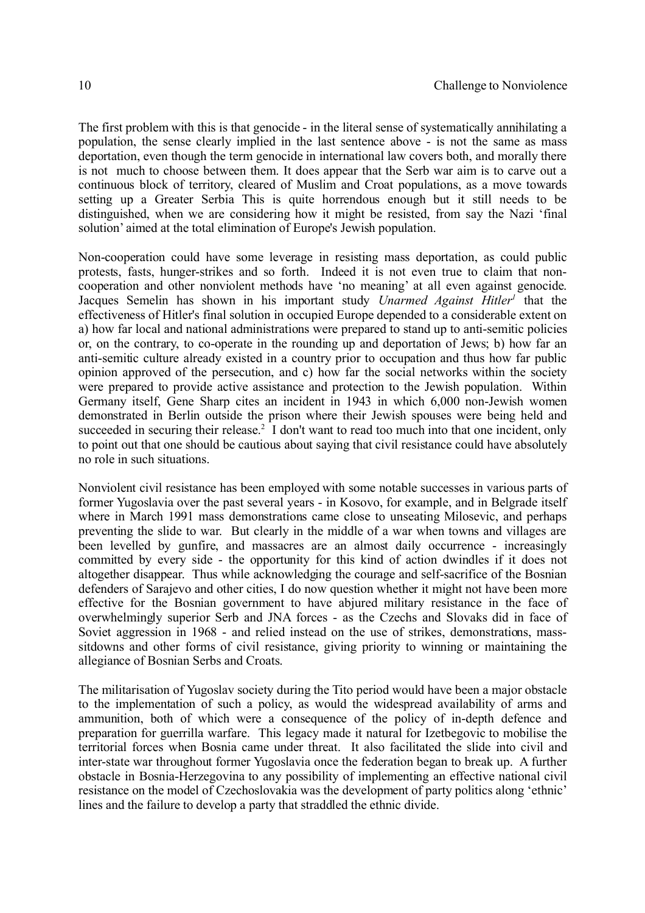The first problem with this is that genocide - in the literal sense of systematically annihilating a population, the sense clearly implied in the last sentence above - is not the same as mass deportation, even though the term genocide in international law covers both, and morally there is not much to choose between them. It does appear that the Serb war aim is to carve out a continuous block of territory, cleared of Muslim and Croat populations, as a move towards setting up a Greater Serbia This is quite horrendous enough but it still needs to be distinguished, when we are considering how it might be resisted, from say the Nazi 'final solution' aimed at the total elimination of Europe's Jewish population.

Non-cooperation could have some leverage in resisting mass deportation, as could public protests, fasts, hunger-strikes and so forth. Indeed it is not even true to claim that non-cooperation and other nonviolent methods have 'no meaning' at all even against genocide. Jacques Semelin has shown in his important study *Unarmed Against Hitler*[1] that the effectiveness of Hitler's final solution in occupied Europe depended to a considerable extent on a) how far local and national administrations were prepared to stand up to anti-semitic policies or, on the contrary, to co-operate in the rounding up and deportation of Jews; b) how far an anti-semitic culture already existed in a country prior to occupation and thus how far public opinion approved of the persecution, and c) how far the social networks within the society were prepared to provide active assistance and protection to the Jewish population. Within Germany itself, Gene Sharp cites an incident in 1943 in which 6,000 non-Jewish women demonstrated in Berlin outside the prison where their Jewish spouses were being held and succeeded in securing their release.[2] I don't want to read too much into that one incident, only to point out that one should be cautious about saying that civil resistance could have absolutely no role in such situations.

Nonviolent civil resistance has been employed with some notable successes in various parts of former Yugoslavia over the past several years - in Kosovo, for example, and in Belgrade itself where in March 1991 mass demonstrations came close to unseating Milosevic, and perhaps preventing the slide to war. But clearly in the middle of a war when towns and villages are been levelled by gunfire, and massacres are an almost daily occurrence - increasingly committed by every side - the opportunity for this kind of action dwindles if it does not altogether disappear. Thus while acknowledging the courage and self-sacrifice of the Bosnian defenders of Sarajevo and other cities, I do now question whether it might not have been more effective for the Bosnian government to have abjured military resistance in the face of overwhelmingly superior Serb and JNA forces - as the Czechs and Slovaks did in face of Soviet aggression in 1968 - and relied instead on the use of strikes, demonstrations, mass-sitdowns and other forms of civil resistance, giving priority to winning or maintaining the allegiance of Bosnian Serbs and Croats.

The militarisation of Yugoslav society during the Tito period would have been a major obstacle to the implementation of such a policy, as would the widespread availability of arms and ammunition, both of which were a consequence of the policy of in-depth defence and preparation for guerrilla warfare. This legacy made it natural for Izetbegovic to mobilise the territorial forces when Bosnia came under threat. It also facilitated the slide into civil and inter-state war throughout former Yugoslavia once the federation began to break up. A further obstacle in Bosnia-Herzegovina to any possibility of implementing an effective national civil resistance on the model of Czechoslovakia was the development of party politics along 'ethnic' lines and the failure to develop a party that straddled the ethnic divide.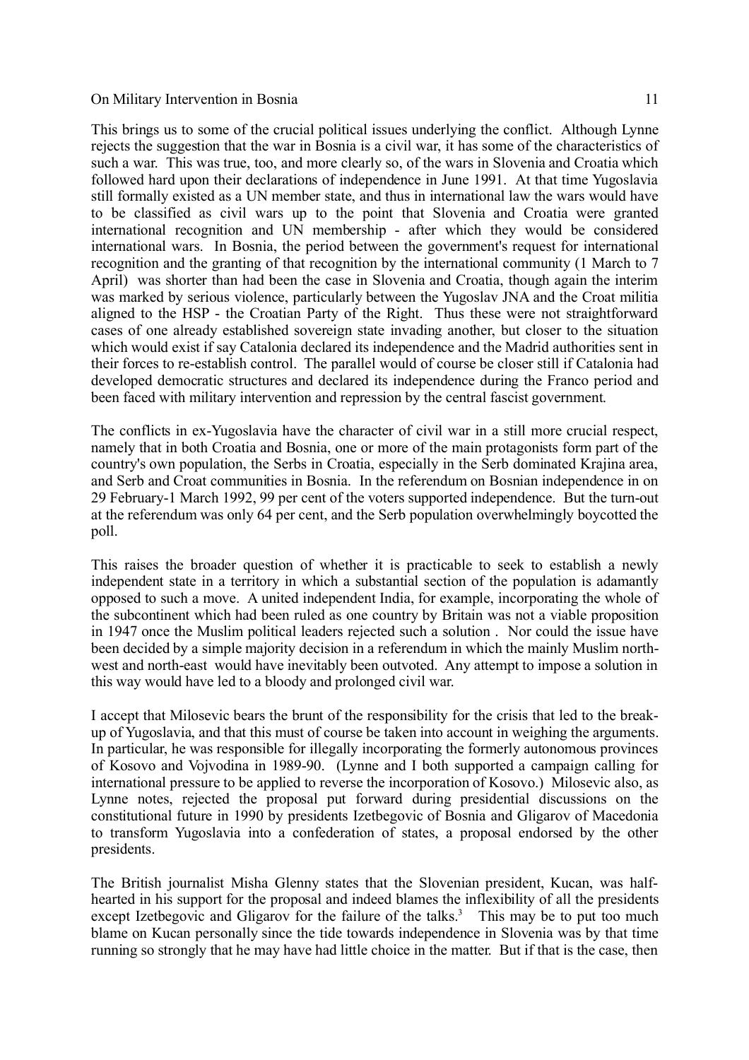This brings us to some of the crucial political issues underlying the conflict. Although Lynne rejects the suggestion that the war in Bosnia is a civil war, it has some of the characteristics of such a war. This was true, too, and more clearly so, of the wars in Slovenia and Croatia which followed hard upon their declarations of independence in June 1991. At that time Yugoslavia still formally existed as a UN member state, and thus in international law the wars would have to be classified as civil wars up to the point that Slovenia and Croatia were granted international recognition and UN membership - after which they would be considered international wars. In Bosnia, the period between the government's request for international recognition and the granting of that recognition by the international community (1 March to 7 April) was shorter than had been the case in Slovenia and Croatia, though again the interim was marked by serious violence, particularly between the Yugoslav JNA and the Croat militia aligned to the HSP - the Croatian Party of the Right. Thus these were not straightforward cases of one already established sovereign state invading another, but closer to the situation which would exist if say Catalonia declared its independence and the Madrid authorities sent in their forces to re-establish control. The parallel would of course be closer still if Catalonia had developed democratic structures and declared its independence during the Franco period and been faced with military intervention and repression by the central fascist government.

The conflicts in ex-Yugoslavia have the character of civil war in a still more crucial respect, namely that in both Croatia and Bosnia, one or more of the main protagonists form part of the country's own population, the Serbs in Croatia, especially in the Serb dominated Krajina area, and Serb and Croat communities in Bosnia. In the referendum on Bosnian independence in on 29 February-1 March 1992, 99 per cent of the voters supported independence. But the turn-out at the referendum was only 64 per cent, and the Serb population overwhelmingly boycotted the poll.

This raises the broader question of whether it is practicable to seek to establish a newly independent state in a territory in which a substantial section of the population is adamantly opposed to such a move. A united independent India, for example, incorporating the whole of the subcontinent which had been ruled as one country by Britain was not a viable proposition in 1947 once the Muslim political leaders rejected such a solution . Nor could the issue have been decided by a simple majority decision in a referendum in which the mainly Muslim north-west and north-east would have inevitably been outvoted. Any attempt to impose a solution in this way would have led to a bloody and prolonged civil war.

I accept that Milosevic bears the brunt of the responsibility for the crisis that led to the break-up of Yugoslavia, and that this must of course be taken into account in weighing the arguments. In particular, he was responsible for illegally incorporating the formerly autonomous provinces of Kosovo and Vojvodina in 1989-90. (Lynne and I both supported a campaign calling for international pressure to be applied to reverse the incorporation of Kosovo.) Milosevic also, as Lynne notes, rejected the proposal put forward during presidential discussions on the constitutional future in 1990 by presidents Izetbegovic of Bosnia and Gligarov of Macedonia to transform Yugoslavia into a confederation of states, a proposal endorsed by the other presidents.

The British journalist Misha Glenny states that the Slovenian president, Kucan, was half-hearted in his support for the proposal and indeed blames the inflexibility of all the presidents except Izetbegovic and Gligarov for the failure of the talks.[3] This may be to put too much blame on Kucan personally since the tide towards independence in Slovenia was by that time running so strongly that he may have had little choice in the matter. But if that is the case, then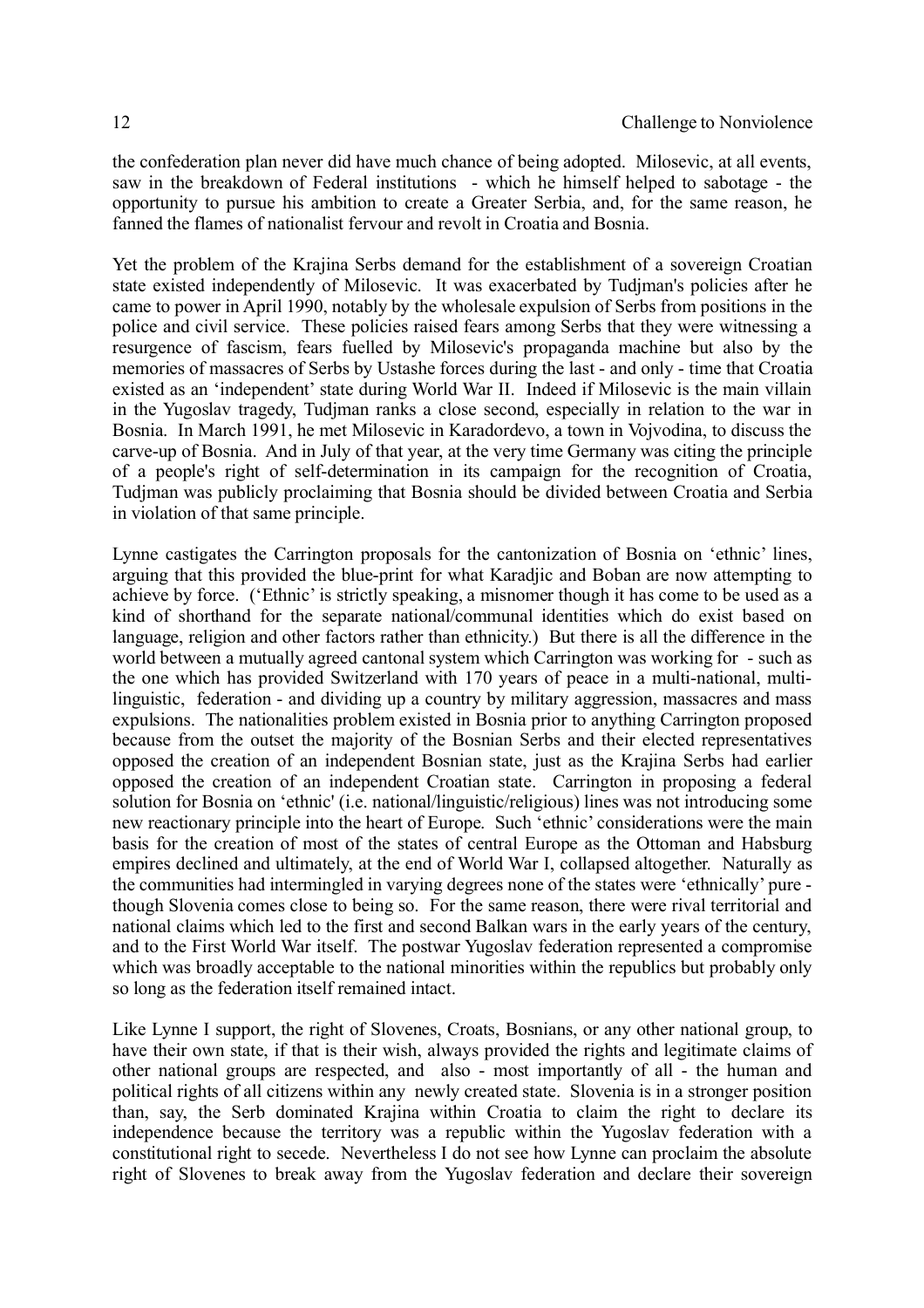the confederation plan never did have much chance of being adopted. Milosevic, at all events, saw in the breakdown of Federal institutions - which he himself helped to sabotage - the opportunity to pursue his ambition to create a Greater Serbia, and, for the same reason, he fanned the flames of nationalist fervour and revolt in Croatia and Bosnia.

Yet the problem of the Krajina Serbs demand for the establishment of a sovereign Croatian state existed independently of Milosevic. It was exacerbated by Tudjman's policies after he came to power in April 1990, notably by the wholesale expulsion of Serbs from positions in the police and civil service. These policies raised fears among Serbs that they were witnessing a resurgence of fascism, fears fuelled by Milosevic's propaganda machine but also by the memories of massacres of Serbs by Ustashe forces during the last - and only - time that Croatia existed as an 'independent' state during World War II. Indeed if Milosevic is the main villain in the Yugoslav tragedy, Tudjman ranks a close second, especially in relation to the war in Bosnia. In March 1991, he met Milosevic in Karadordevo, a town in Vojvodina, to discuss the carve-up of Bosnia. And in July of that year, at the very time Germany was citing the principle of a people's right of self-determination in its campaign for the recognition of Croatia, Tudjman was publicly proclaiming that Bosnia should be divided between Croatia and Serbia in violation of that same principle.

Lynne castigates the Carrington proposals for the cantonization of Bosnia on 'ethnic' lines, arguing that this provided the blue-print for what Karadjic and Boban are now attempting to achieve by force. ('Ethnic' is strictly speaking, a misnomer though it has come to be used as a kind of shorthand for the separate national/communal identities which do exist based on language, religion and other factors rather than ethnicity.) But there is all the difference in the world between a mutually agreed cantonal system which Carrington was working for - such as the one which has provided Switzerland with 170 years of peace in a multi-national, multi-linguistic, federation - and dividing up a country by military aggression, massacres and mass expulsions. The nationalities problem existed in Bosnia prior to anything Carrington proposed because from the outset the majority of the Bosnian Serbs and their elected representatives opposed the creation of an independent Bosnian state, just as the Krajina Serbs had earlier opposed the creation of an independent Croatian state. Carrington in proposing a federal solution for Bosnia on 'ethnic' (i.e. national/linguistic/religious) lines was not introducing some new reactionary principle into the heart of Europe. Such 'ethnic' considerations were the main basis for the creation of most of the states of central Europe as the Ottoman and Habsburg empires declined and ultimately, at the end of World War I, collapsed altogether. Naturally as the communities had intermingled in varying degrees none of the states were 'ethnically' pure - though Slovenia comes close to being so. For the same reason, there were rival territorial and national claims which led to the first and second Balkan wars in the early years of the century, and to the First World War itself. The postwar Yugoslav federation represented a compromise which was broadly acceptable to the national minorities within the republics but probably only so long as the federation itself remained intact.

Like Lynne I support, the right of Slovenes, Croats, Bosnians, or any other national group, to have their own state, if that is their wish, always provided the rights and legitimate claims of other national groups are respected, and also - most importantly of all - the human and political rights of all citizens within any newly created state. Slovenia is in a stronger position than, say, the Serb dominated Krajina within Croatia to claim the right to declare its independence because the territory was a republic within the Yugoslav federation with a constitutional right to secede. Nevertheless I do not see how Lynne can proclaim the absolute right of Slovenes to break away from the Yugoslav federation and declare their sovereign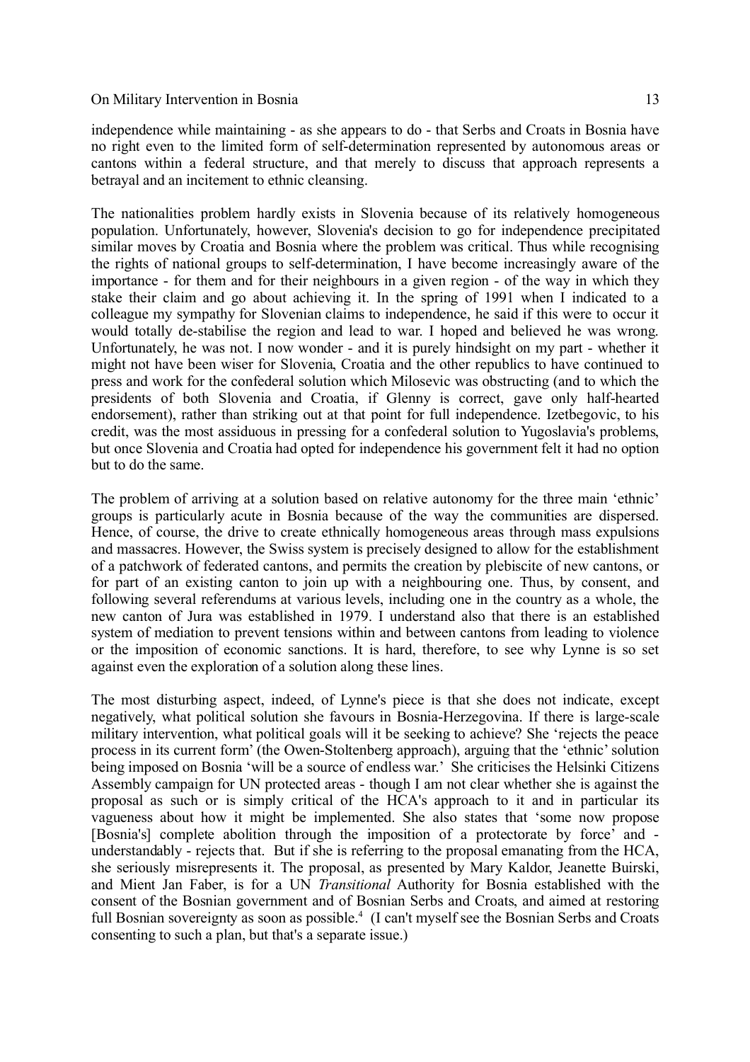independence while maintaining - as she appears to do - that Serbs and Croats in Bosnia have no right even to the limited form of self-determination represented by autonomous areas or cantons within a federal structure, and that merely to discuss that approach represents a betrayal and an incitement to ethnic cleansing.

The nationalities problem hardly exists in Slovenia because of its relatively homogeneous population. Unfortunately, however, Slovenia's decision to go for independence precipitated similar moves by Croatia and Bosnia where the problem was critical. Thus while recognising the rights of national groups to self-determination, I have become increasingly aware of the importance - for them and for their neighbours in a given region - of the way in which they stake their claim and go about achieving it. In the spring of 1991 when I indicated to a colleague my sympathy for Slovenian claims to independence, he said if this were to occur it would totally de-stabilise the region and lead to war. I hoped and believed he was wrong. Unfortunately, he was not. I now wonder - and it is purely hindsight on my part - whether it might not have been wiser for Slovenia, Croatia and the other republics to have continued to press and work for the confederal solution which Milosevic was obstructing (and to which the presidents of both Slovenia and Croatia, if Glenny is correct, gave only half-hearted endorsement), rather than striking out at that point for full independence. Izetbegovic, to his credit, was the most assiduous in pressing for a confederal solution to Yugoslavia's problems, but once Slovenia and Croatia had opted for independence his government felt it had no option but to do the same.

The problem of arriving at a solution based on relative autonomy for the three main 'ethnic' groups is particularly acute in Bosnia because of the way the communities are dispersed. Hence, of course, the drive to create ethnically homogeneous areas through mass expulsions and massacres. However, the Swiss system is precisely designed to allow for the establishment of a patchwork of federated cantons, and permits the creation by plebiscite of new cantons, or for part of an existing canton to join up with a neighbouring one. Thus, by consent, and following several referendums at various levels, including one in the country as a whole, the new canton of Jura was established in 1979. I understand also that there is an established system of mediation to prevent tensions within and between cantons from leading to violence or the imposition of economic sanctions. It is hard, therefore, to see why Lynne is so set against even the exploration of a solution along these lines.

The most disturbing aspect, indeed, of Lynne's piece is that she does not indicate, except negatively, what political solution she favours in Bosnia-Herzegovina. If there is large-scale military intervention, what political goals will it be seeking to achieve? She 'rejects the peace process in its current form' (the Owen-Stoltenberg approach), arguing that the 'ethnic' solution being imposed on Bosnia 'will be a source of endless war.' She criticises the Helsinki Citizens Assembly campaign for UN protected areas - though I am not clear whether she is against the proposal as such or is simply critical of the HCA's approach to it and in particular its vagueness about how it might be implemented. She also states that 'some now propose [Bosnia's] complete abolition through the imposition of a protectorate by force' and - understandably - rejects that. But if she is referring to the proposal emanating from the HCA, she seriously misrepresents it. The proposal, as presented by Mary Kaldor, Jeanette Buirski, and Mient Jan Faber, is for a UN *Transitional* Authority for Bosnia established with the consent of the Bosnian government and of Bosnian Serbs and Croats, and aimed at restoring full Bosnian sovereignty as soon as possible.[4] (I can't myself see the Bosnian Serbs and Croats consenting to such a plan, but that's a separate issue.)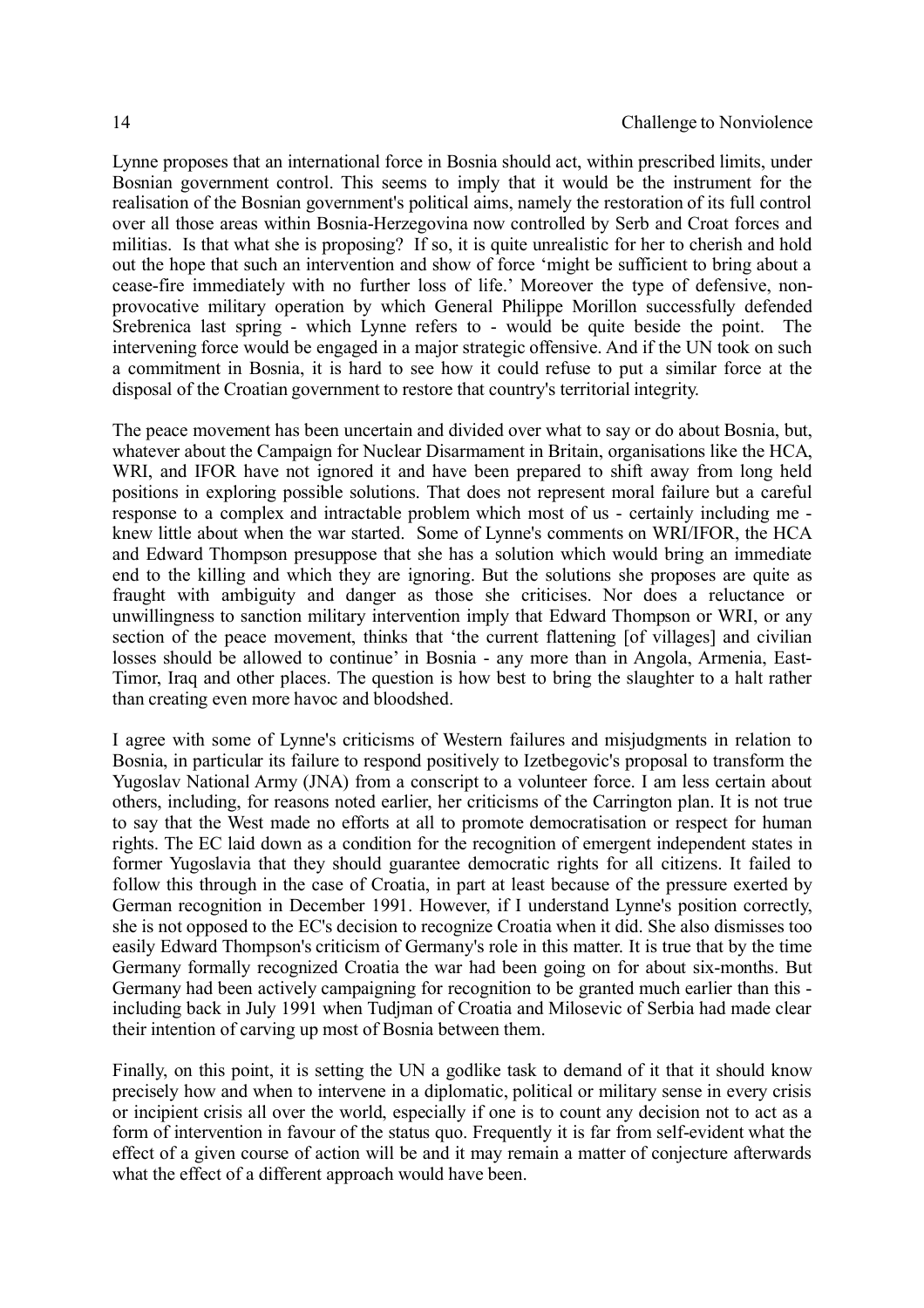Lynne proposes that an international force in Bosnia should act, within prescribed limits, under Bosnian government control. This seems to imply that it would be the instrument for the realisation of the Bosnian government's political aims, namely the restoration of its full control over all those areas within Bosnia-Herzegovina now controlled by Serb and Croat forces and militias. Is that what she is proposing? If so, it is quite unrealistic for her to cherish and hold out the hope that such an intervention and show of force 'might be sufficient to bring about a cease-fire immediately with no further loss of life.' Moreover the type of defensive, non-provocative military operation by which General Philippe Morillon successfully defended Srebrenica last spring - which Lynne refers to - would be quite beside the point. The intervening force would be engaged in a major strategic offensive. And if the UN took on such a commitment in Bosnia, it is hard to see how it could refuse to put a similar force at the disposal of the Croatian government to restore that country's territorial integrity.

The peace movement has been uncertain and divided over what to say or do about Bosnia, but, whatever about the Campaign for Nuclear Disarmament in Britain, organisations like the HCA, WRI, and IFOR have not ignored it and have been prepared to shift away from long held positions in exploring possible solutions. That does not represent moral failure but a careful response to a complex and intractable problem which most of us - certainly including me - knew little about when the war started. Some of Lynne's comments on WRI/IFOR, the HCA and Edward Thompson presuppose that she has a solution which would bring an immediate end to the killing and which they are ignoring. But the solutions she proposes are quite as fraught with ambiguity and danger as those she criticises. Nor does a reluctance or unwillingness to sanction military intervention imply that Edward Thompson or WRI, or any section of the peace movement, thinks that 'the current flattening [of villages] and civilian losses should be allowed to continue' in Bosnia - any more than in Angola, Armenia, East-Timor, Iraq and other places. The question is how best to bring the slaughter to a halt rather than creating even more havoc and bloodshed.

I agree with some of Lynne's criticisms of Western failures and misjudgments in relation to Bosnia, in particular its failure to respond positively to Izetbegovic's proposal to transform the Yugoslav National Army (JNA) from a conscript to a volunteer force. I am less certain about others, including, for reasons noted earlier, her criticisms of the Carrington plan. It is not true to say that the West made no efforts at all to promote democratisation or respect for human rights. The EC laid down as a condition for the recognition of emergent independent states in former Yugoslavia that they should guarantee democratic rights for all citizens. It failed to follow this through in the case of Croatia, in part at least because of the pressure exerted by German recognition in December 1991. However, if I understand Lynne's position correctly, she is not opposed to the EC's decision to recognize Croatia when it did. She also dismisses too easily Edward Thompson's criticism of Germany's role in this matter. It is true that by the time Germany formally recognized Croatia the war had been going on for about six-months. But Germany had been actively campaigning for recognition to be granted much earlier than this - including back in July 1991 when Tudjman of Croatia and Milosevic of Serbia had made clear their intention of carving up most of Bosnia between them.

Finally, on this point, it is setting the UN a godlike task to demand of it that it should know precisely how and when to intervene in a diplomatic, political or military sense in every crisis or incipient crisis all over the world, especially if one is to count any decision not to act as a form of intervention in favour of the status quo. Frequently it is far from self-evident what the effect of a given course of action will be and it may remain a matter of conjecture afterwards what the effect of a different approach would have been.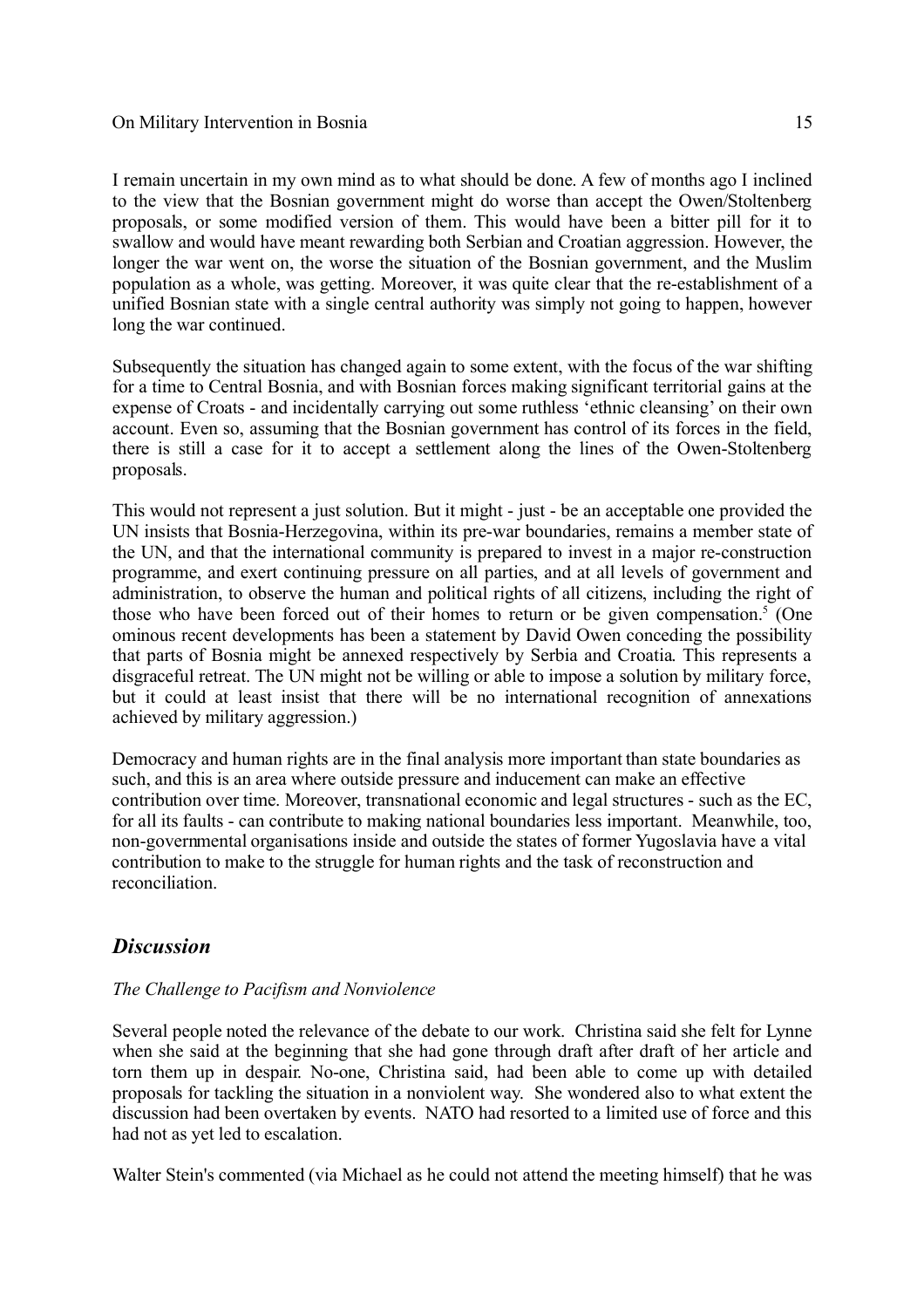I remain uncertain in my own mind as to what should be done. A few of months ago I inclined to the view that the Bosnian government might do worse than accept the Owen/Stoltenberg proposals, or some modified version of them. This would have been a bitter pill for it to swallow and would have meant rewarding both Serbian and Croatian aggression. However, the longer the war went on, the worse the situation of the Bosnian government, and the Muslim population as a whole, was getting. Moreover, it was quite clear that the re-establishment of a unified Bosnian state with a single central authority was simply not going to happen, however long the war continued.

Subsequently the situation has changed again to some extent, with the focus of the war shifting for a time to Central Bosnia, and with Bosnian forces making significant territorial gains at the expense of Croats - and incidentally carrying out some ruthless 'ethnic cleansing' on their own account. Even so, assuming that the Bosnian government has control of its forces in the field, there is still a case for it to accept a settlement along the lines of the Owen-Stoltenberg proposals.

This would not represent a just solution. But it might - just - be an acceptable one provided the UN insists that Bosnia-Herzegovina, within its pre-war boundaries, remains a member state of the UN, and that the international community is prepared to invest in a major re-construction programme, and exert continuing pressure on all parties, and at all levels of government and administration, to observe the human and political rights of all citizens, including the right of those who have been forced out of their homes to return or be given compensation.[5] (One ominous recent developments has been a statement by David Owen conceding the possibility that parts of Bosnia might be annexed respectively by Serbia and Croatia. This represents a disgraceful retreat. The UN might not be willing or able to impose a solution by military force, but it could at least insist that there will be no international recognition of annexations achieved by military aggression.)

Democracy and human rights are in the final analysis more important than state boundaries as such, and this is an area where outside pressure and inducement can make an effective contribution over time. Moreover, transnational economic and legal structures - such as the EC, for all its faults - can contribute to making national boundaries less important. Meanwhile, too, non-governmental organisations inside and outside the states of former Yugoslavia have a vital contribution to make to the struggle for human rights and the task of reconstruction and reconciliation.

## *Discussion*

*The Challenge to Pacifism and Nonviolence*

Several people noted the relevance of the debate to our work. Christina said she felt for Lynne when she said at the beginning that she had gone through draft after draft of her article and torn them up in despair. No-one, Christina said, had been able to come up with detailed proposals for tackling the situation in a nonviolent way. She wondered also to what extent the discussion had been overtaken by events. NATO had resorted to a limited use of force and this had not as yet led to escalation.

Walter Stein's commented (via Michael as he could not attend the meeting himself) that he was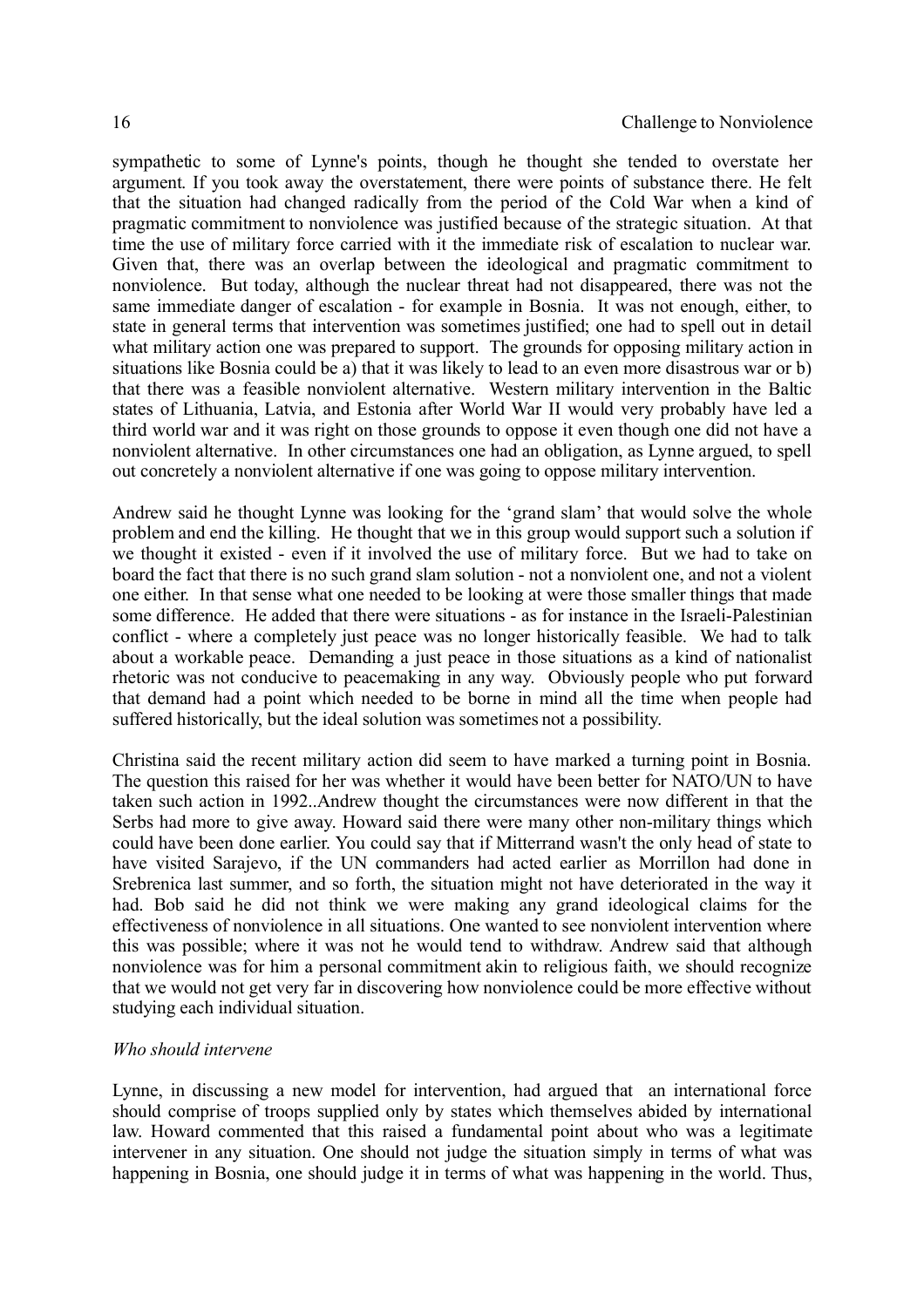sympathetic to some of Lynne's points, though he thought she tended to overstate her argument. If you took away the overstatement, there were points of substance there. He felt that the situation had changed radically from the period of the Cold War when a kind of pragmatic commitment to nonviolence was justified because of the strategic situation. At that time the use of military force carried with it the immediate risk of escalation to nuclear war. Given that, there was an overlap between the ideological and pragmatic commitment to nonviolence. But today, although the nuclear threat had not disappeared, there was not the same immediate danger of escalation - for example in Bosnia. It was not enough, either, to state in general terms that intervention was sometimes justified; one had to spell out in detail what military action one was prepared to support. The grounds for opposing military action in situations like Bosnia could be a) that it was likely to lead to an even more disastrous war or b) that there was a feasible nonviolent alternative. Western military intervention in the Baltic states of Lithuania, Latvia, and Estonia after World War II would very probably have led a third world war and it was right on those grounds to oppose it even though one did not have a nonviolent alternative. In other circumstances one had an obligation, as Lynne argued, to spell out concretely a nonviolent alternative if one was going to oppose military intervention.

Andrew said he thought Lynne was looking for the 'grand slam' that would solve the whole problem and end the killing. He thought that we in this group would support such a solution if we thought it existed - even if it involved the use of military force. But we had to take on board the fact that there is no such grand slam solution - not a nonviolent one, and not a violent one either. In that sense what one needed to be looking at were those smaller things that made some difference. He added that there were situations - as for instance in the Israeli-Palestinian conflict - where a completely just peace was no longer historically feasible. We had to talk about a workable peace. Demanding a just peace in those situations as a kind of nationalist rhetoric was not conducive to peacemaking in any way. Obviously people who put forward that demand had a point which needed to be borne in mind all the time when people had suffered historically, but the ideal solution was sometimes not a possibility.

Christina said the recent military action did seem to have marked a turning point in Bosnia. The question this raised for her was whether it would have been better for NATO/UN to have taken such action in 1992..Andrew thought the circumstances were now different in that the Serbs had more to give away. Howard said there were many other non-military things which could have been done earlier. You could say that if Mitterrand wasn't the only head of state to have visited Sarajevo, if the UN commanders had acted earlier as Morrillon had done in Srebrenica last summer, and so forth, the situation might not have deteriorated in the way it had. Bob said he did not think we were making any grand ideological claims for the effectiveness of nonviolence in all situations. One wanted to see nonviolent intervention where this was possible; where it was not he would tend to withdraw. Andrew said that although nonviolence was for him a personal commitment akin to religious faith, we should recognize that we would not get very far in discovering how nonviolence could be more effective without studying each individual situation.

*Who should intervene*

Lynne, in discussing a new model for intervention, had argued that an international force should comprise of troops supplied only by states which themselves abided by international law. Howard commented that this raised a fundamental point about who was a legitimate intervener in any situation. One should not judge the situation simply in terms of what was happening in Bosnia, one should judge it in terms of what was happening in the world. Thus,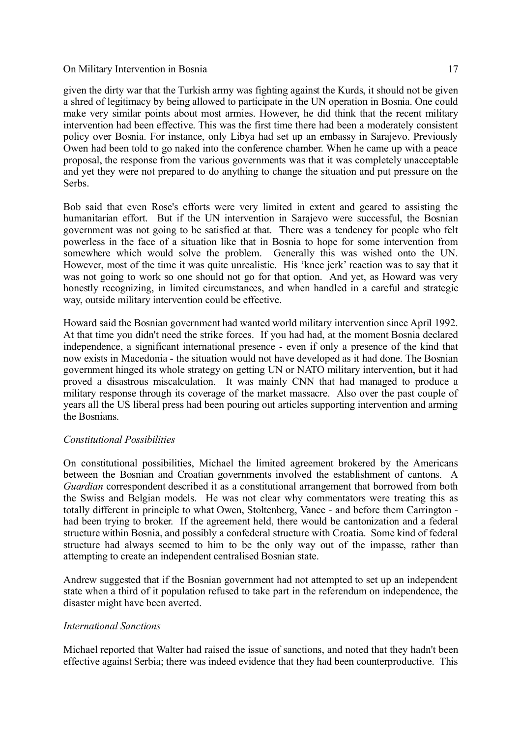given the dirty war that the Turkish army was fighting against the Kurds, it should not be given a shred of legitimacy by being allowed to participate in the UN operation in Bosnia. One could make very similar points about most armies. However, he did think that the recent military intervention had been effective. This was the first time there had been a moderately consistent policy over Bosnia. For instance, only Libya had set up an embassy in Sarajevo. Previously Owen had been told to go naked into the conference chamber. When he came up with a peace proposal, the response from the various governments was that it was completely unacceptable and yet they were not prepared to do anything to change the situation and put pressure on the Serbs.

Bob said that even Rose's efforts were very limited in extent and geared to assisting the humanitarian effort. But if the UN intervention in Sarajevo were successful, the Bosnian government was not going to be satisfied at that. There was a tendency for people who felt powerless in the face of a situation like that in Bosnia to hope for some intervention from somewhere which would solve the problem. Generally this was wished onto the UN. However, most of the time it was quite unrealistic. His 'knee jerk' reaction was to say that it was not going to work so one should not go for that option. And yet, as Howard was very honestly recognizing, in limited circumstances, and when handled in a careful and strategic way, outside military intervention could be effective.

Howard said the Bosnian government had wanted world military intervention since April 1992. At that time you didn't need the strike forces. If you had had, at the moment Bosnia declared independence, a significant international presence - even if only a presence of the kind that now exists in Macedonia - the situation would not have developed as it had done. The Bosnian government hinged its whole strategy on getting UN or NATO military intervention, but it had proved a disastrous miscalculation. It was mainly CNN that had managed to produce a military response through its coverage of the market massacre. Also over the past couple of years all the US liberal press had been pouring out articles supporting intervention and arming the Bosnians.

*Constitutional Possibilities*

On constitutional possibilities, Michael the limited agreement brokered by the Americans between the Bosnian and Croatian governments involved the establishment of cantons. A *Guardian* correspondent described it as a constitutional arrangement that borrowed from both the Swiss and Belgian models. He was not clear why commentators were treating this as totally different in principle to what Owen, Stoltenberg, Vance - and before them Carrington - had been trying to broker. If the agreement held, there would be cantonization and a federal structure within Bosnia, and possibly a confederal structure with Croatia. Some kind of federal structure had always seemed to him to be the only way out of the impasse, rather than attempting to create an independent centralised Bosnian state.

Andrew suggested that if the Bosnian government had not attempted to set up an independent state when a third of it population refused to take part in the referendum on independence, the disaster might have been averted.

*International Sanctions*

Michael reported that Walter had raised the issue of sanctions, and noted that they hadn't been effective against Serbia; there was indeed evidence that they had been counterproductive. This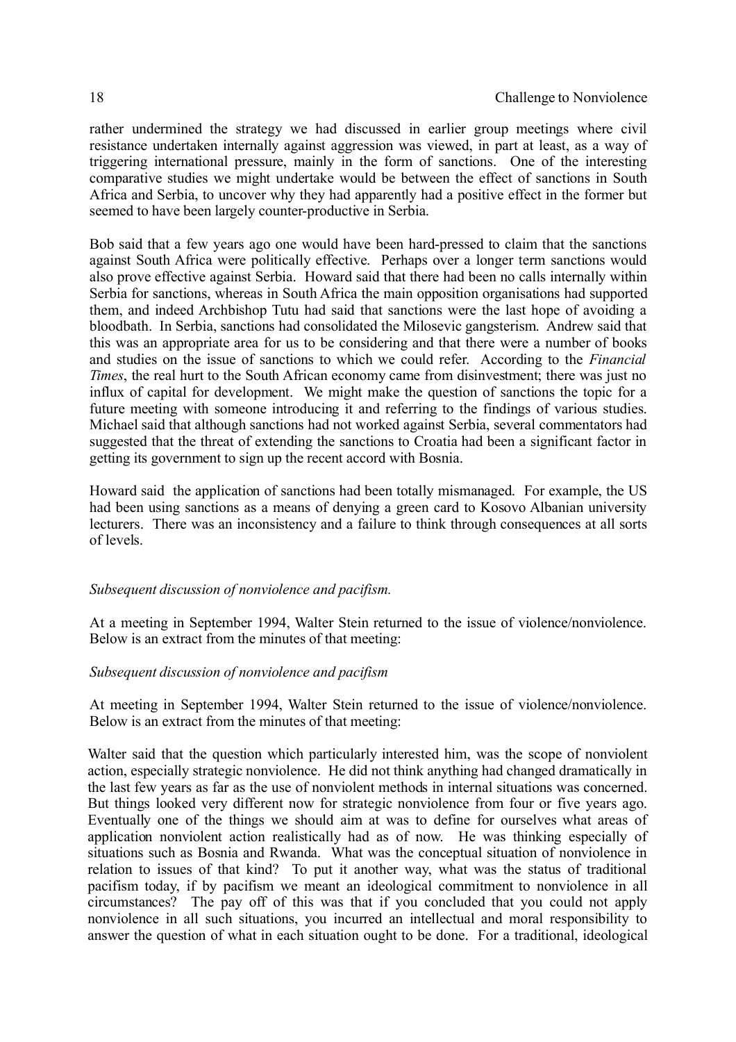rather undermined the strategy we had discussed in earlier group meetings where civil resistance undertaken internally against aggression was viewed, in part at least, as a way of triggering international pressure, mainly in the form of sanctions. One of the interesting comparative studies we might undertake would be between the effect of sanctions in South Africa and Serbia, to uncover why they had apparently had a positive effect in the former but seemed to have been largely counter-productive in Serbia.

Bob said that a few years ago one would have been hard-pressed to claim that the sanctions against South Africa were politically effective. Perhaps over a longer term sanctions would also prove effective against Serbia. Howard said that there had been no calls internally within Serbia for sanctions, whereas in South Africa the main opposition organisations had supported them, and indeed Archbishop Tutu had said that sanctions were the last hope of avoiding a bloodbath. In Serbia, sanctions had consolidated the Milosevic gangsterism. Andrew said that this was an appropriate area for us to be considering and that there were a number of books and studies on the issue of sanctions to which we could refer. According to the *Financial Times*, the real hurt to the South African economy came from disinvestment; there was just no influx of capital for development. We might make the question of sanctions the topic for a future meeting with someone introducing it and referring to the findings of various studies. Michael said that although sanctions had not worked against Serbia, several commentators had suggested that the threat of extending the sanctions to Croatia had been a significant factor in getting its government to sign up the recent accord with Bosnia.

Howard said the application of sanctions had been totally mismanaged. For example, the US had been using sanctions as a means of denying a green card to Kosovo Albanian university lecturers. There was an inconsistency and a failure to think through consequences at all sorts of levels.

*Subsequent discussion of nonviolence and pacifism.*

At a meeting in September 1994, Walter Stein returned to the issue of violence/nonviolence. Below is an extract from the minutes of that meeting:

*Subsequent discussion of nonviolence and pacifism*

At meeting in September 1994, Walter Stein returned to the issue of violence/nonviolence. Below is an extract from the minutes of that meeting:

Walter said that the question which particularly interested him, was the scope of nonviolent action, especially strategic nonviolence. He did not think anything had changed dramatically in the last few years as far as the use of nonviolent methods in internal situations was concerned. But things looked very different now for strategic nonviolence from four or five years ago. Eventually one of the things we should aim at was to define for ourselves what areas of application nonviolent action realistically had as of now. He was thinking especially of situations such as Bosnia and Rwanda. What was the conceptual situation of nonviolence in relation to issues of that kind? To put it another way, what was the status of traditional pacifism today, if by pacifism we meant an ideological commitment to nonviolence in all circumstances? The pay off of this was that if you concluded that you could not apply nonviolence in all such situations, you incurred an intellectual and moral responsibility to answer the question of what in each situation ought to be done. For a traditional, ideological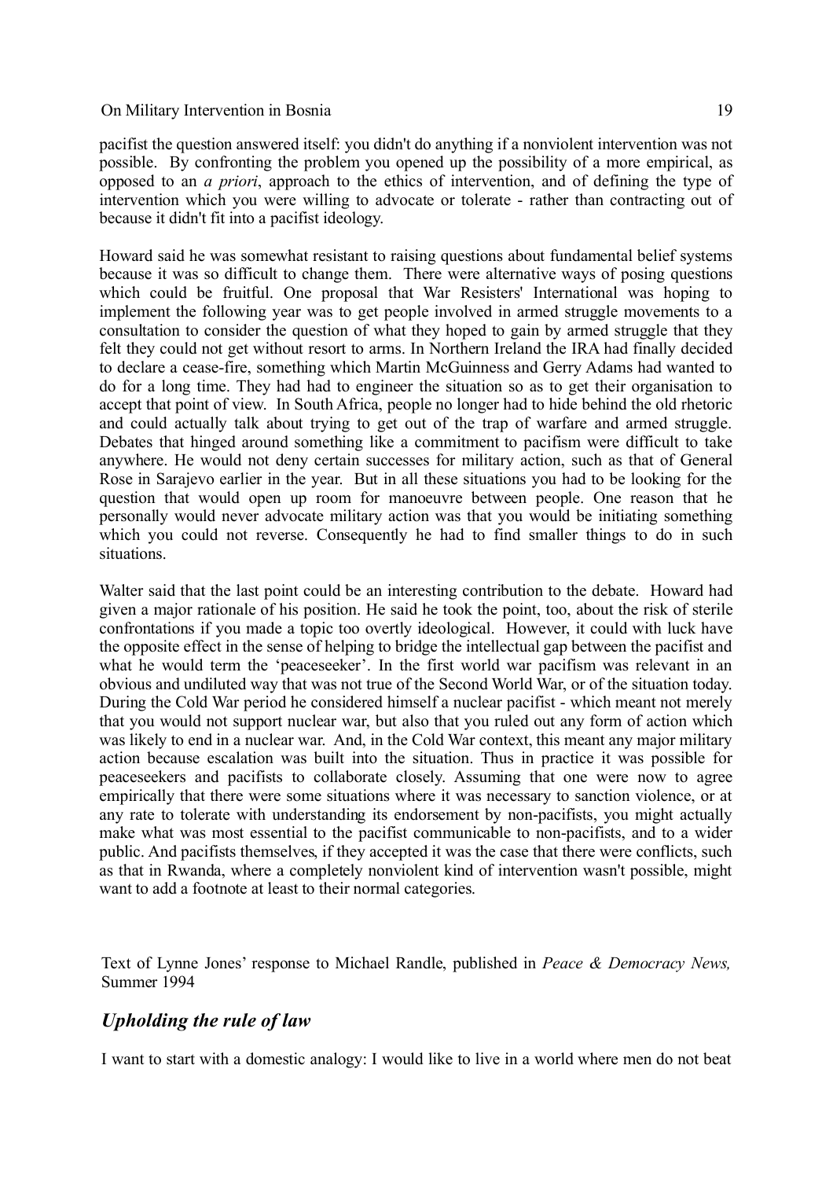pacifist the question answered itself: you didn't do anything if a nonviolent intervention was not possible. By confronting the problem you opened up the possibility of a more empirical, as opposed to an *a priori*, approach to the ethics of intervention, and of defining the type of intervention which you were willing to advocate or tolerate - rather than contracting out of because it didn't fit into a pacifist ideology.

Howard said he was somewhat resistant to raising questions about fundamental belief systems because it was so difficult to change them. There were alternative ways of posing questions which could be fruitful. One proposal that War Resisters' International was hoping to implement the following year was to get people involved in armed struggle movements to a consultation to consider the question of what they hoped to gain by armed struggle that they felt they could not get without resort to arms. In Northern Ireland the IRA had finally decided to declare a cease-fire, something which Martin McGuinness and Gerry Adams had wanted to do for a long time. They had had to engineer the situation so as to get their organisation to accept that point of view. In South Africa, people no longer had to hide behind the old rhetoric and could actually talk about trying to get out of the trap of warfare and armed struggle. Debates that hinged around something like a commitment to pacifism were difficult to take anywhere. He would not deny certain successes for military action, such as that of General Rose in Sarajevo earlier in the year. But in all these situations you had to be looking for the question that would open up room for manoeuvre between people. One reason that he personally would never advocate military action was that you would be initiating something which you could not reverse. Consequently he had to find smaller things to do in such situations.

Walter said that the last point could be an interesting contribution to the debate. Howard had given a major rationale of his position. He said he took the point, too, about the risk of sterile confrontations if you made a topic too overtly ideological. However, it could with luck have the opposite effect in the sense of helping to bridge the intellectual gap between the pacifist and what he would term the 'peaceseeker'. In the first world war pacifism was relevant in an obvious and undiluted way that was not true of the Second World War, or of the situation today. During the Cold War period he considered himself a nuclear pacifist - which meant not merely that you would not support nuclear war, but also that you ruled out any form of action which was likely to end in a nuclear war. And, in the Cold War context, this meant any major military action because escalation was built into the situation. Thus in practice it was possible for peaceseekers and pacifists to collaborate closely. Assuming that one were now to agree empirically that there were some situations where it was necessary to sanction violence, or at any rate to tolerate with understanding its endorsement by non-pacifists, you might actually make what was most essential to the pacifist communicable to non-pacifists, and to a wider public. And pacifists themselves, if they accepted it was the case that there were conflicts, such as that in Rwanda, where a completely nonviolent kind of intervention wasn't possible, might want to add a footnote at least to their normal categories.

Text of Lynne Jones' response to Michael Randle, published in *Peace & Democracy News,* Summer 1994

## *Upholding the rule of law*

I want to start with a domestic analogy: I would like to live in a world where men do not beat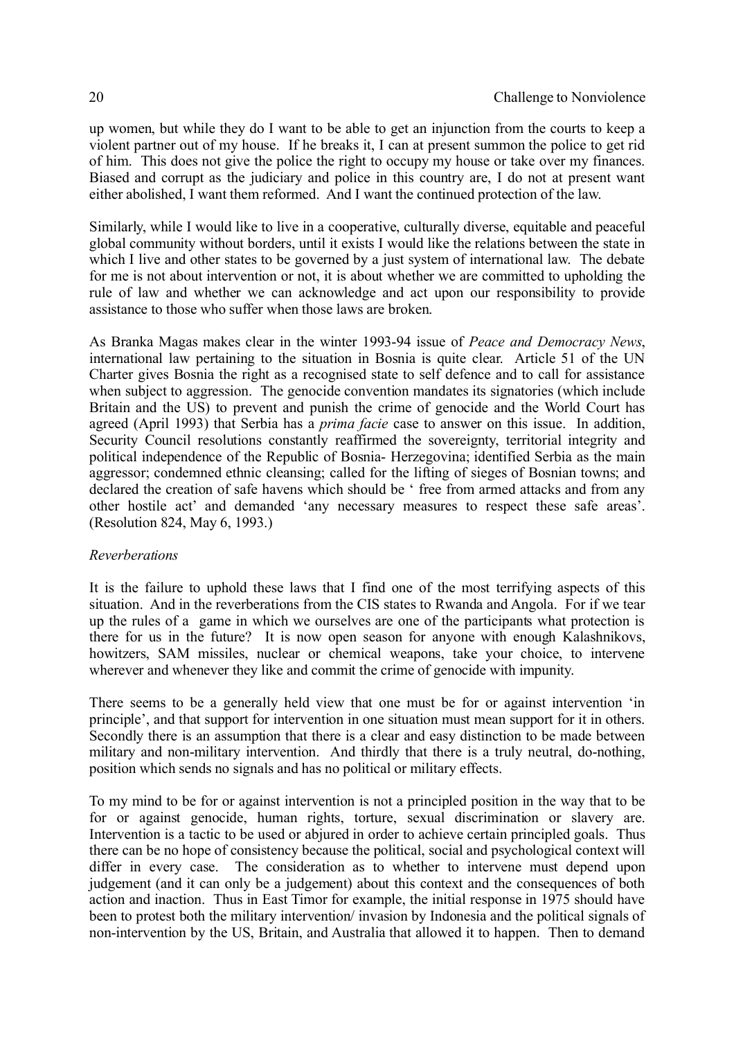up women, but while they do I want to be able to get an injunction from the courts to keep a violent partner out of my house. If he breaks it, I can at present summon the police to get rid of him. This does not give the police the right to occupy my house or take over my finances. Biased and corrupt as the judiciary and police in this country are, I do not at present want either abolished, I want them reformed. And I want the continued protection of the law.

Similarly, while I would like to live in a cooperative, culturally diverse, equitable and peaceful global community without borders, until it exists I would like the relations between the state in which I live and other states to be governed by a just system of international law. The debate for me is not about intervention or not, it is about whether we are committed to upholding the rule of law and whether we can acknowledge and act upon our responsibility to provide assistance to those who suffer when those laws are broken.

As Branka Magas makes clear in the winter 1993-94 issue of *Peace and Democracy News*, international law pertaining to the situation in Bosnia is quite clear. Article 51 of the UN Charter gives Bosnia the right as a recognised state to self defence and to call for assistance when subject to aggression. The genocide convention mandates its signatories (which include Britain and the US) to prevent and punish the crime of genocide and the World Court has agreed (April 1993) that Serbia has a *prima facie* case to answer on this issue. In addition, Security Council resolutions constantly reaffirmed the sovereignty, territorial integrity and political independence of the Republic of Bosnia- Herzegovina; identified Serbia as the main aggressor; condemned ethnic cleansing; called for the lifting of sieges of Bosnian towns; and declared the creation of safe havens which should be ' free from armed attacks and from any other hostile act' and demanded 'any necessary measures to respect these safe areas'. (Resolution 824, May 6, 1993.)

*Reverberations*

It is the failure to uphold these laws that I find one of the most terrifying aspects of this situation. And in the reverberations from the CIS states to Rwanda and Angola. For if we tear up the rules of a game in which we ourselves are one of the participants what protection is there for us in the future? It is now open season for anyone with enough Kalashnikovs, howitzers, SAM missiles, nuclear or chemical weapons, take your choice, to intervene wherever and whenever they like and commit the crime of genocide with impunity.

There seems to be a generally held view that one must be for or against intervention 'in principle', and that support for intervention in one situation must mean support for it in others. Secondly there is an assumption that there is a clear and easy distinction to be made between military and non-military intervention. And thirdly that there is a truly neutral, do-nothing, position which sends no signals and has no political or military effects.

To my mind to be for or against intervention is not a principled position in the way that to be for or against genocide, human rights, torture, sexual discrimination or slavery are. Intervention is a tactic to be used or abjured in order to achieve certain principled goals. Thus there can be no hope of consistency because the political, social and psychological context will differ in every case. The consideration as to whether to intervene must depend upon judgement (and it can only be a judgement) about this context and the consequences of both action and inaction. Thus in East Timor for example, the initial response in 1975 should have been to protest both the military intervention/ invasion by Indonesia and the political signals of non-intervention by the US, Britain, and Australia that allowed it to happen. Then to demand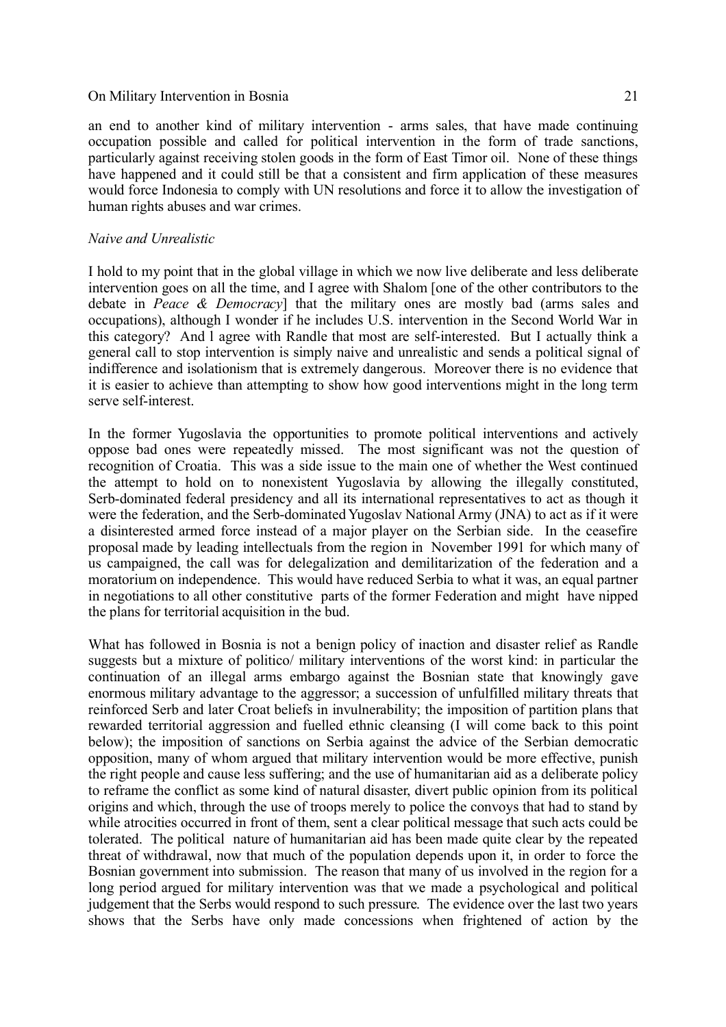an end to another kind of military intervention - arms sales, that have made continuing occupation possible and called for political intervention in the form of trade sanctions, particularly against receiving stolen goods in the form of East Timor oil. None of these things have happened and it could still be that a consistent and firm application of these measures would force Indonesia to comply with UN resolutions and force it to allow the investigation of human rights abuses and war crimes.

*Naive and Unrealistic*

I hold to my point that in the global village in which we now live deliberate and less deliberate intervention goes on all the time, and I agree with Shalom [one of the other contributors to the debate in *Peace & Democracy*] that the military ones are mostly bad (arms sales and occupations), although I wonder if he includes U.S. intervention in the Second World War in this category? And I agree with Randle that most are self-interested. But I actually think a general call to stop intervention is simply naive and unrealistic and sends a political signal of indifference and isolationism that is extremely dangerous. Moreover there is no evidence that it is easier to achieve than attempting to show how good interventions might in the long term serve self-interest.

In the former Yugoslavia the opportunities to promote political interventions and actively oppose bad ones were repeatedly missed. The most significant was not the question of recognition of Croatia. This was a side issue to the main one of whether the West continued the attempt to hold on to nonexistent Yugoslavia by allowing the illegally constituted, Serb-dominated federal presidency and all its international representatives to act as though it were the federation, and the Serb-dominated Yugoslav National Army (JNA) to act as if it were a disinterested armed force instead of a major player on the Serbian side. In the ceasefire proposal made by leading intellectuals from the region in November 1991 for which many of us campaigned, the call was for delegalization and demilitarization of the federation and a moratorium on independence. This would have reduced Serbia to what it was, an equal partner in negotiations to all other constitutive parts of the former Federation and might have nipped the plans for territorial acquisition in the bud.

What has followed in Bosnia is not a benign policy of inaction and disaster relief as Randle suggests but a mixture of politico/ military interventions of the worst kind: in particular the continuation of an illegal arms embargo against the Bosnian state that knowingly gave enormous military advantage to the aggressor; a succession of unfulfilled military threats that reinforced Serb and later Croat beliefs in invulnerability; the imposition of partition plans that rewarded territorial aggression and fuelled ethnic cleansing (I will come back to this point below); the imposition of sanctions on Serbia against the advice of the Serbian democratic opposition, many of whom argued that military intervention would be more effective, punish the right people and cause less suffering; and the use of humanitarian aid as a deliberate policy to reframe the conflict as some kind of natural disaster, divert public opinion from its political origins and which, through the use of troops merely to police the convoys that had to stand by while atrocities occurred in front of them, sent a clear political message that such acts could be tolerated. The political nature of humanitarian aid has been made quite clear by the repeated threat of withdrawal, now that much of the population depends upon it, in order to force the Bosnian government into submission. The reason that many of us involved in the region for a long period argued for military intervention was that we made a psychological and political judgement that the Serbs would respond to such pressure. The evidence over the last two years shows that the Serbs have only made concessions when frightened of action by the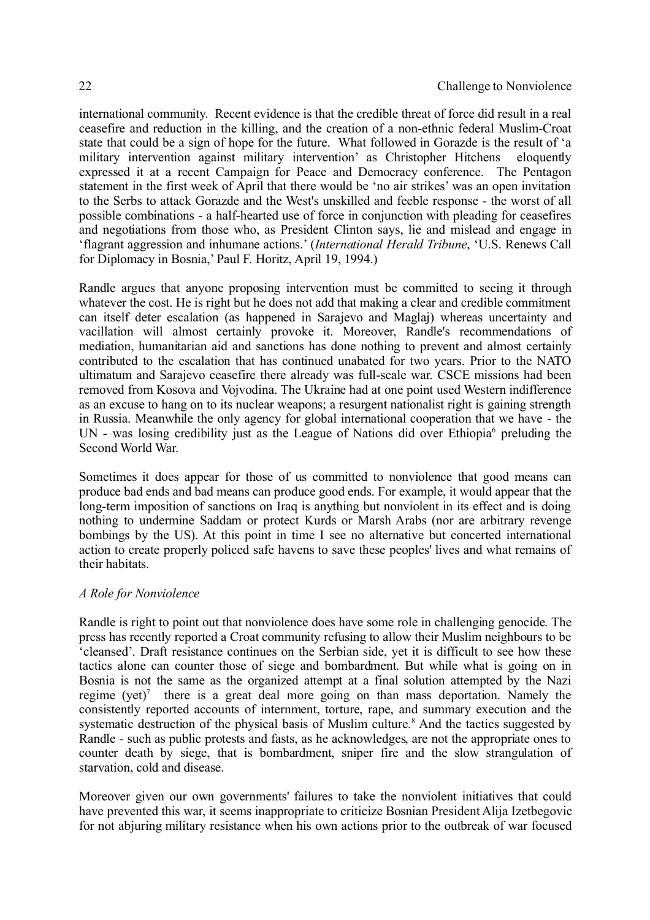international community. Recent evidence is that the credible threat of force did result in a real ceasefire and reduction in the killing, and the creation of a non-ethnic federal Muslim-Croat state that could be a sign of hope for the future. What followed in Gorazde is the result of 'a military intervention against military intervention' as Christopher Hitchens eloquently expressed it at a recent Campaign for Peace and Democracy conference. The Pentagon statement in the first week of April that there would be 'no air strikes' was an open invitation to the Serbs to attack Gorazde and the West's unskilled and feeble response - the worst of all possible combinations - a half-hearted use of force in conjunction with pleading for ceasefires and negotiations from those who, as President Clinton says, lie and mislead and engage in 'flagrant aggression and inhumane actions.' (*International Herald Tribune*, 'U.S. Renews Call for Diplomacy in Bosnia,' Paul F. Horitz, April 19, 1994.)

Randle argues that anyone proposing intervention must be committed to seeing it through whatever the cost. He is right but he does not add that making a clear and credible commitment can itself deter escalation (as happened in Sarajevo and Maglaj) whereas uncertainty and vacillation will almost certainly provoke it. Moreover, Randle's recommendations of mediation, humanitarian aid and sanctions has done nothing to prevent and almost certainly contributed to the escalation that has continued unabated for two years. Prior to the NATO ultimatum and Sarajevo ceasefire there already was full-scale war. CSCE missions had been removed from Kosova and Vojvodina. The Ukraine had at one point used Western indifference as an excuse to hang on to its nuclear weapons; a resurgent nationalist right is gaining strength in Russia. Meanwhile the only agency for global international cooperation that we have - the UN - was losing credibility just as the League of Nations did over Ethiopia[6] preluding the Second World War.

Sometimes it does appear for those of us committed to nonviolence that good means can produce bad ends and bad means can produce good ends. For example, it would appear that the long-term imposition of sanctions on Iraq is anything but nonviolent in its effect and is doing nothing to undermine Saddam or protect Kurds or Marsh Arabs (nor are arbitrary revenge bombings by the US). At this point in time I see no alternative but concerted international action to create properly policed safe havens to save these peoples' lives and what remains of their habitats.

*A Role for Nonviolence*

Randle is right to point out that nonviolence does have some role in challenging genocide. The press has recently reported a Croat community refusing to allow their Muslim neighbours to be 'cleansed'. Draft resistance continues on the Serbian side, yet it is difficult to see how these tactics alone can counter those of siege and bombardment. But while what is going on in Bosnia is not the same as the organized attempt at a final solution attempted by the Nazi regime (yet)[7] there is a great deal more going on than mass deportation. Namely the consistently reported accounts of internment, torture, rape, and summary execution and the systematic destruction of the physical basis of Muslim culture.[8] And the tactics suggested by Randle - such as public protests and fasts, as he acknowledges, are not the appropriate ones to counter death by siege, that is bombardment, sniper fire and the slow strangulation of starvation, cold and disease.

Moreover given our own governments' failures to take the nonviolent initiatives that could have prevented this war, it seems inappropriate to criticize Bosnian President Alija Izetbegovic for not abjuring military resistance when his own actions prior to the outbreak of war focused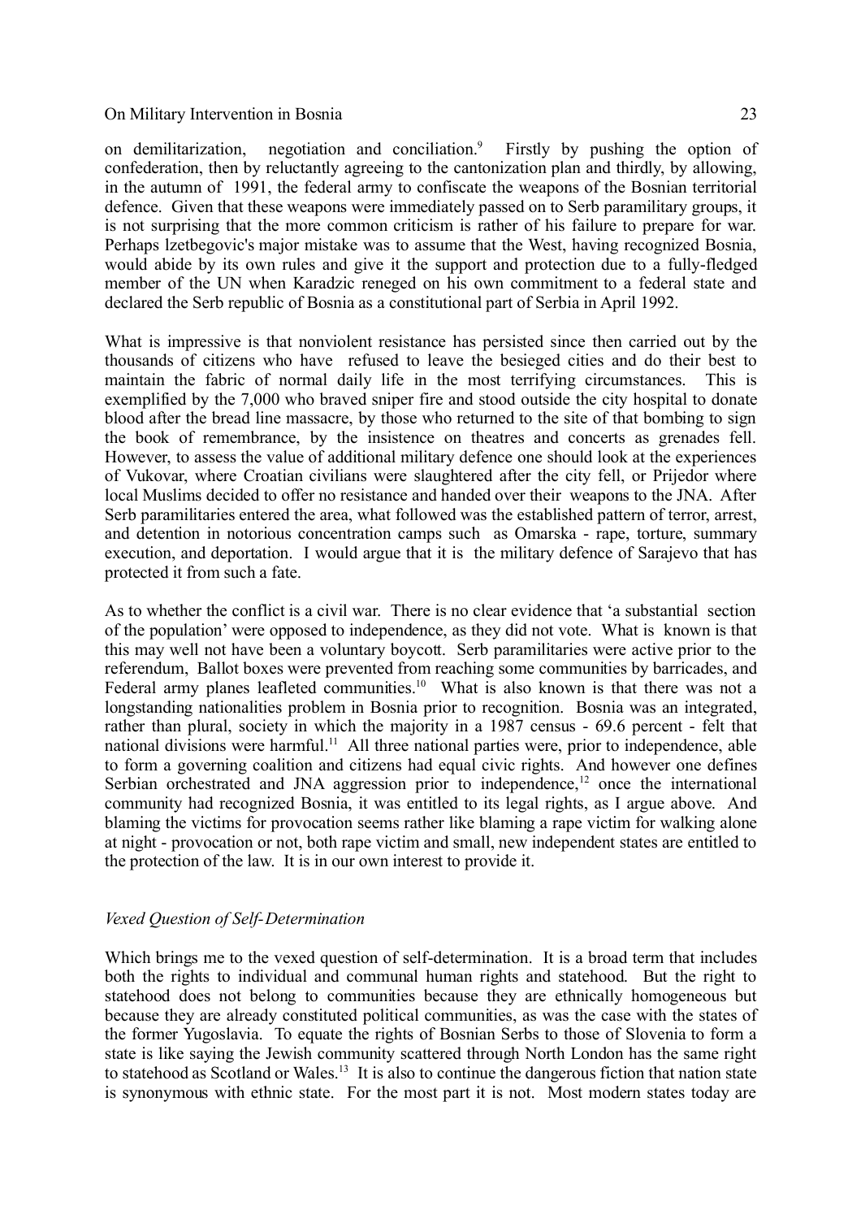on demilitarization, negotiation and conciliation.[9] Firstly by pushing the option of confederation, then by reluctantly agreeing to the cantonization plan and thirdly, by allowing, in the autumn of 1991, the federal army to confiscate the weapons of the Bosnian territorial defence. Given that these weapons were immediately passed on to Serb paramilitary groups, it is not surprising that the more common criticism is rather of his failure to prepare for war. Perhaps lzetbegovic's major mistake was to assume that the West, having recognized Bosnia, would abide by its own rules and give it the support and protection due to a fully-fledged member of the UN when Karadzic reneged on his own commitment to a federal state and declared the Serb republic of Bosnia as a constitutional part of Serbia in April 1992.

What is impressive is that nonviolent resistance has persisted since then carried out by the thousands of citizens who have refused to leave the besieged cities and do their best to maintain the fabric of normal daily life in the most terrifying circumstances. This is exemplified by the 7,000 who braved sniper fire and stood outside the city hospital to donate blood after the bread line massacre, by those who returned to the site of that bombing to sign the book of remembrance, by the insistence on theatres and concerts as grenades fell. However, to assess the value of additional military defence one should look at the experiences of Vukovar, where Croatian civilians were slaughtered after the city fell, or Prijedor where local Muslims decided to offer no resistance and handed over their weapons to the JNA. After Serb paramilitaries entered the area, what followed was the established pattern of terror, arrest, and detention in notorious concentration camps such as Omarska - rape, torture, summary execution, and deportation. I would argue that it is the military defence of Sarajevo that has protected it from such a fate.

As to whether the conflict is a civil war. There is no clear evidence that 'a substantial section of the population' were opposed to independence, as they did not vote. What is known is that this may well not have been a voluntary boycott. Serb paramilitaries were active prior to the referendum, Ballot boxes were prevented from reaching some communities by barricades, and Federal army planes leafleted communities.[10] What is also known is that there was not a longstanding nationalities problem in Bosnia prior to recognition. Bosnia was an integrated, rather than plural, society in which the majority in a 1987 census - 69.6 percent - felt that national divisions were harmful.[11] All three national parties were, prior to independence, able to form a governing coalition and citizens had equal civic rights. And however one defines Serbian orchestrated and JNA aggression prior to independence,[12] once the international community had recognized Bosnia, it was entitled to its legal rights, as I argue above. And blaming the victims for provocation seems rather like blaming a rape victim for walking alone at night - provocation or not, both rape victim and small, new independent states are entitled to the protection of the law. It is in our own interest to provide it.

### *Vexed Question of Self-Determination*

Which brings me to the vexed question of self-determination. It is a broad term that includes both the rights to individual and communal human rights and statehood. But the right to statehood does not belong to communities because they are ethnically homogeneous but because they are already constituted political communities, as was the case with the states of the former Yugoslavia. To equate the rights of Bosnian Serbs to those of Slovenia to form a state is like saying the Jewish community scattered through North London has the same right to statehood as Scotland or Wales.[13] It is also to continue the dangerous fiction that nation state is synonymous with ethnic state. For the most part it is not. Most modern states today are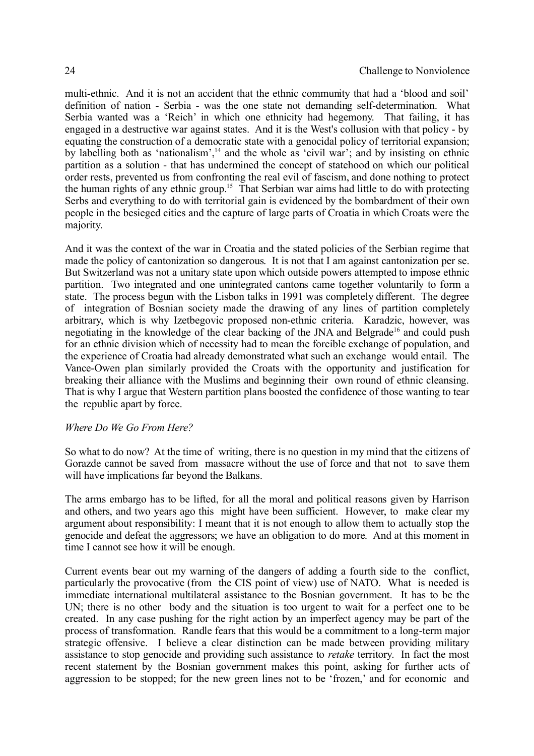multi-ethnic. And it is not an accident that the ethnic community that had a 'blood and soil' definition of nation - Serbia - was the one state not demanding self-determination. What Serbia wanted was a 'Reich' in which one ethnicity had hegemony. That failing, it has engaged in a destructive war against states. And it is the West's collusion with that policy - by equating the construction of a democratic state with a genocidal policy of territorial expansion; by labelling both as 'nationalism',[14] and the whole as 'civil war'; and by insisting on ethnic partition as a solution - that has undermined the concept of statehood on which our political order rests, prevented us from confronting the real evil of fascism, and done nothing to protect the human rights of any ethnic group.[15] That Serbian war aims had little to do with protecting Serbs and everything to do with territorial gain is evidenced by the bombardment of their own people in the besieged cities and the capture of large parts of Croatia in which Croats were the majority.

And it was the context of the war in Croatia and the stated policies of the Serbian regime that made the policy of cantonization so dangerous. It is not that I am against cantonization per se. But Switzerland was not a unitary state upon which outside powers attempted to impose ethnic partition. Two integrated and one unintegrated cantons came together voluntarily to form a state. The process begun with the Lisbon talks in 1991 was completely different. The degree of integration of Bosnian society made the drawing of any lines of partition completely arbitrary, which is why Izetbegovic proposed non-ethnic criteria. Karadzic, however, was negotiating in the knowledge of the clear backing of the JNA and Belgrade[16] and could push for an ethnic division which of necessity had to mean the forcible exchange of population, and the experience of Croatia had already demonstrated what such an exchange would entail. The Vance-Owen plan similarly provided the Croats with the opportunity and justification for breaking their alliance with the Muslims and beginning their own round of ethnic cleansing. That is why I argue that Western partition plans boosted the confidence of those wanting to tear the republic apart by force.

*Where Do We Go From Here?*

So what to do now? At the time of writing, there is no question in my mind that the citizens of Gorazde cannot be saved from massacre without the use of force and that not to save them will have implications far beyond the Balkans.

The arms embargo has to be lifted, for all the moral and political reasons given by Harrison and others, and two years ago this might have been sufficient. However, to make clear my argument about responsibility: I meant that it is not enough to allow them to actually stop the genocide and defeat the aggressors; we have an obligation to do more. And at this moment in time I cannot see how it will be enough.

Current events bear out my warning of the dangers of adding a fourth side to the conflict, particularly the provocative (from the CIS point of view) use of NATO. What is needed is immediate international multilateral assistance to the Bosnian government. It has to be the UN; there is no other body and the situation is too urgent to wait for a perfect one to be created. In any case pushing for the right action by an imperfect agency may be part of the process of transformation. Randle fears that this would be a commitment to a long-term major strategic offensive. I believe a clear distinction can be made between providing military assistance to stop genocide and providing such assistance to *retake* territory. In fact the most recent statement by the Bosnian government makes this point, asking for further acts of aggression to be stopped; for the new green lines not to be 'frozen,' and for economic and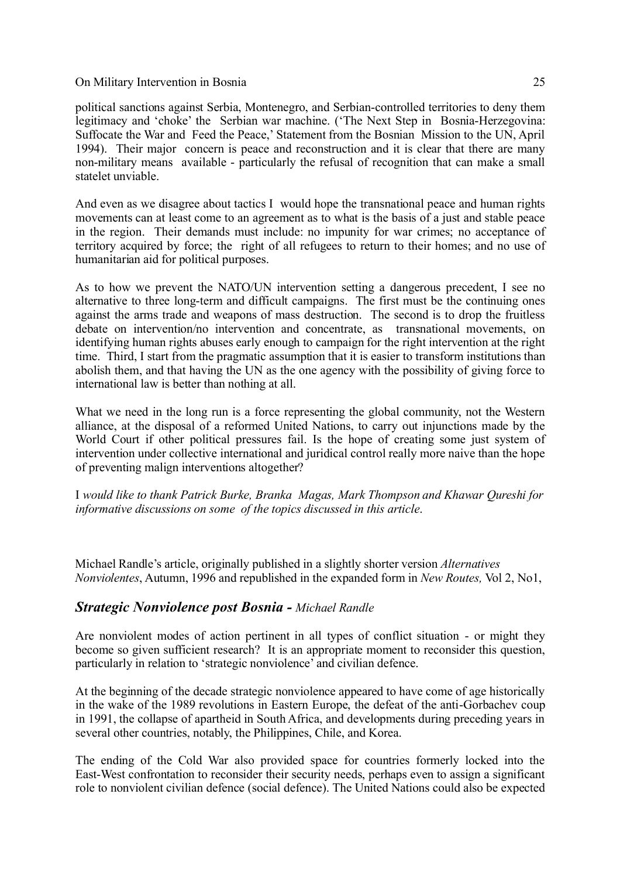political sanctions against Serbia, Montenegro, and Serbian-controlled territories to deny them legitimacy and 'choke' the Serbian war machine. ('The Next Step in Bosnia-Herzegovina: Suffocate the War and Feed the Peace,' Statement from the Bosnian Mission to the UN, April 1994). Their major concern is peace and reconstruction and it is clear that there are many non-military means available - particularly the refusal of recognition that can make a small statelet unviable.

And even as we disagree about tactics I would hope the transnational peace and human rights movements can at least come to an agreement as to what is the basis of a just and stable peace in the region. Their demands must include: no impunity for war crimes; no acceptance of territory acquired by force; the right of all refugees to return to their homes; and no use of humanitarian aid for political purposes.

As to how we prevent the NATO/UN intervention setting a dangerous precedent, I see no alternative to three long-term and difficult campaigns. The first must be the continuing ones against the arms trade and weapons of mass destruction. The second is to drop the fruitless debate on intervention/no intervention and concentrate, as transnational movements, on identifying human rights abuses early enough to campaign for the right intervention at the right time. Third, I start from the pragmatic assumption that it is easier to transform institutions than abolish them, and that having the UN as the one agency with the possibility of giving force to international law is better than nothing at all.

What we need in the long run is a force representing the global community, not the Western alliance, at the disposal of a reformed United Nations, to carry out injunctions made by the World Court if other political pressures fail. Is the hope of creating some just system of intervention under collective international and juridical control really more naive than the hope of preventing malign interventions altogether?

I *would like to thank Patrick Burke, Branka Magas, Mark Thompson and Khawar Qureshi for informative discussions on some of the topics discussed in this article.*

Michael Randle's article, originally published in a slightly shorter version *Alternatives Nonviolentes*, Autumn, 1996 and republished in the expanded form in *New Routes,* Vol 2, No1,

## ***Strategic Nonviolence post Bosnia -*** *Michael Randle*

Are nonviolent modes of action pertinent in all types of conflict situation - or might they become so given sufficient research? It is an appropriate moment to reconsider this question, particularly in relation to 'strategic nonviolence' and civilian defence.

At the beginning of the decade strategic nonviolence appeared to have come of age historically in the wake of the 1989 revolutions in Eastern Europe, the defeat of the anti-Gorbachev coup in 1991, the collapse of apartheid in South Africa, and developments during preceding years in several other countries, notably, the Philippines, Chile, and Korea.

The ending of the Cold War also provided space for countries formerly locked into the East-West confrontation to reconsider their security needs, perhaps even to assign a significant role to nonviolent civilian defence (social defence). The United Nations could also be expected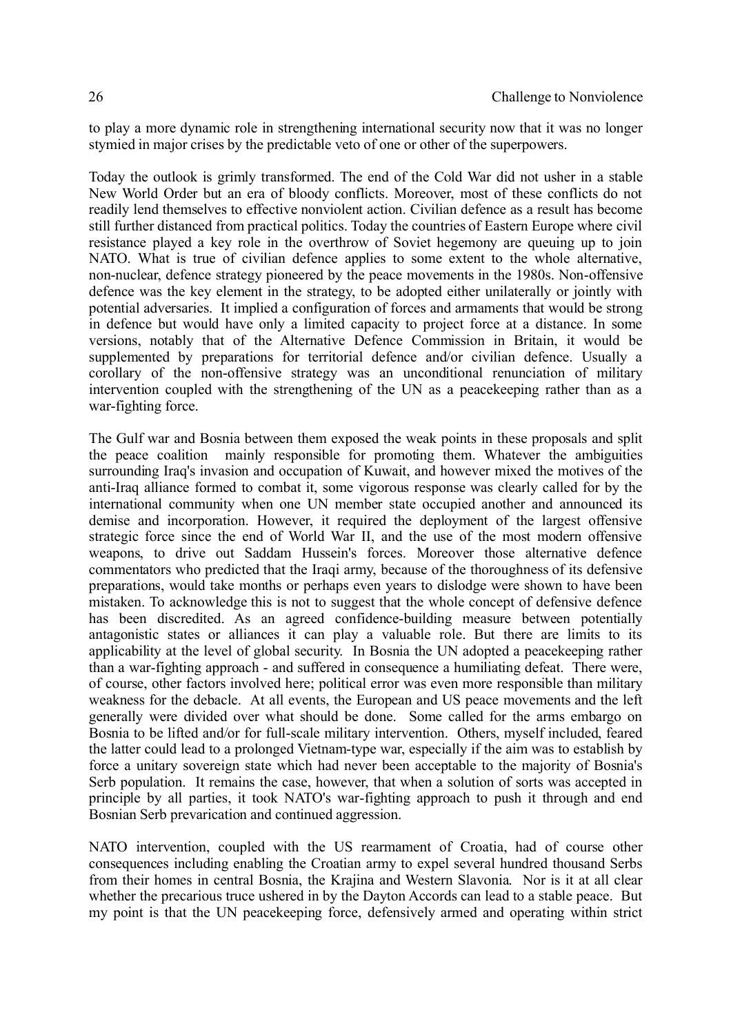to play a more dynamic role in strengthening international security now that it was no longer stymied in major crises by the predictable veto of one or other of the superpowers.

Today the outlook is grimly transformed. The end of the Cold War did not usher in a stable New World Order but an era of bloody conflicts. Moreover, most of these conflicts do not readily lend themselves to effective nonviolent action. Civilian defence as a result has become still further distanced from practical politics. Today the countries of Eastern Europe where civil resistance played a key role in the overthrow of Soviet hegemony are queuing up to join NATO. What is true of civilian defence applies to some extent to the whole alternative, non-nuclear, defence strategy pioneered by the peace movements in the 1980s. Non-offensive defence was the key element in the strategy, to be adopted either unilaterally or jointly with potential adversaries. It implied a configuration of forces and armaments that would be strong in defence but would have only a limited capacity to project force at a distance. In some versions, notably that of the Alternative Defence Commission in Britain, it would be supplemented by preparations for territorial defence and/or civilian defence. Usually a corollary of the non-offensive strategy was an unconditional renunciation of military intervention coupled with the strengthening of the UN as a peacekeeping rather than as a war-fighting force.

The Gulf war and Bosnia between them exposed the weak points in these proposals and split the peace coalition mainly responsible for promoting them. Whatever the ambiguities surrounding Iraq's invasion and occupation of Kuwait, and however mixed the motives of the anti-Iraq alliance formed to combat it, some vigorous response was clearly called for by the international community when one UN member state occupied another and announced its demise and incorporation. However, it required the deployment of the largest offensive strategic force since the end of World War II, and the use of the most modern offensive weapons, to drive out Saddam Hussein's forces. Moreover those alternative defence commentators who predicted that the Iraqi army, because of the thoroughness of its defensive preparations, would take months or perhaps even years to dislodge were shown to have been mistaken. To acknowledge this is not to suggest that the whole concept of defensive defence has been discredited. As an agreed confidence-building measure between potentially antagonistic states or alliances it can play a valuable role. But there are limits to its applicability at the level of global security. In Bosnia the UN adopted a peacekeeping rather than a war-fighting approach - and suffered in consequence a humiliating defeat. There were, of course, other factors involved here; political error was even more responsible than military weakness for the debacle. At all events, the European and US peace movements and the left generally were divided over what should be done. Some called for the arms embargo on Bosnia to be lifted and/or for full-scale military intervention. Others, myself included, feared the latter could lead to a prolonged Vietnam-type war, especially if the aim was to establish by force a unitary sovereign state which had never been acceptable to the majority of Bosnia's Serb population. It remains the case, however, that when a solution of sorts was accepted in principle by all parties, it took NATO's war-fighting approach to push it through and end Bosnian Serb prevarication and continued aggression.

NATO intervention, coupled with the US rearmament of Croatia, had of course other consequences including enabling the Croatian army to expel several hundred thousand Serbs from their homes in central Bosnia, the Krajina and Western Slavonia. Nor is it at all clear whether the precarious truce ushered in by the Dayton Accords can lead to a stable peace. But my point is that the UN peacekeeping force, defensively armed and operating within strict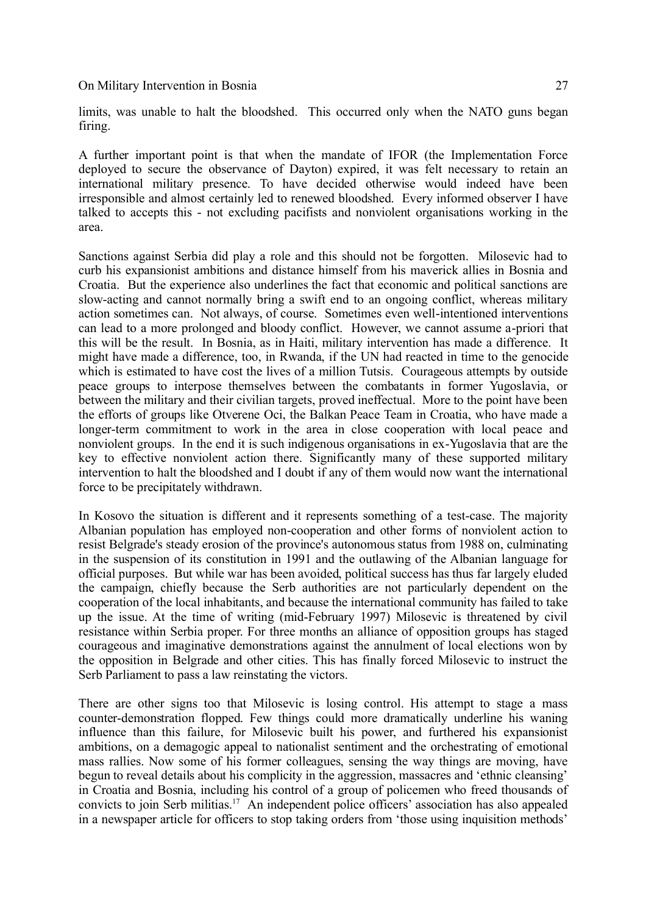limits, was unable to halt the bloodshed. This occurred only when the NATO guns began firing.

A further important point is that when the mandate of IFOR (the Implementation Force deployed to secure the observance of Dayton) expired, it was felt necessary to retain an international military presence. To have decided otherwise would indeed have been irresponsible and almost certainly led to renewed bloodshed. Every informed observer I have talked to accepts this - not excluding pacifists and nonviolent organisations working in the area.

Sanctions against Serbia did play a role and this should not be forgotten. Milosevic had to curb his expansionist ambitions and distance himself from his maverick allies in Bosnia and Croatia. But the experience also underlines the fact that economic and political sanctions are slow-acting and cannot normally bring a swift end to an ongoing conflict, whereas military action sometimes can. Not always, of course. Sometimes even well-intentioned interventions can lead to a more prolonged and bloody conflict. However, we cannot assume a-priori that this will be the result. In Bosnia, as in Haiti, military intervention has made a difference. It might have made a difference, too, in Rwanda, if the UN had reacted in time to the genocide which is estimated to have cost the lives of a million Tutsis. Courageous attempts by outside peace groups to interpose themselves between the combatants in former Yugoslavia, or between the military and their civilian targets, proved ineffectual. More to the point have been the efforts of groups like Otverene Oci, the Balkan Peace Team in Croatia, who have made a longer-term commitment to work in the area in close cooperation with local peace and nonviolent groups. In the end it is such indigenous organisations in ex-Yugoslavia that are the key to effective nonviolent action there. Significantly many of these supported military intervention to halt the bloodshed and I doubt if any of them would now want the international force to be precipitately withdrawn.

In Kosovo the situation is different and it represents something of a test-case. The majority Albanian population has employed non-cooperation and other forms of nonviolent action to resist Belgrade's steady erosion of the province's autonomous status from 1988 on, culminating in the suspension of its constitution in 1991 and the outlawing of the Albanian language for official purposes. But while war has been avoided, political success has thus far largely eluded the campaign, chiefly because the Serb authorities are not particularly dependent on the cooperation of the local inhabitants, and because the international community has failed to take up the issue. At the time of writing (mid-February 1997) Milosevic is threatened by civil resistance within Serbia proper. For three months an alliance of opposition groups has staged courageous and imaginative demonstrations against the annulment of local elections won by the opposition in Belgrade and other cities. This has finally forced Milosevic to instruct the Serb Parliament to pass a law reinstating the victors.

There are other signs too that Milosevic is losing control. His attempt to stage a mass counter-demonstration flopped. Few things could more dramatically underline his waning influence than this failure, for Milosevic built his power, and furthered his expansionist ambitions, on a demagogic appeal to nationalist sentiment and the orchestrating of emotional mass rallies. Now some of his former colleagues, sensing the way things are moving, have begun to reveal details about his complicity in the aggression, massacres and 'ethnic cleansing' in Croatia and Bosnia, including his control of a group of policemen who freed thousands of convicts to join Serb militias.[17] An independent police officers' association has also appealed in a newspaper article for officers to stop taking orders from 'those using inquisition methods'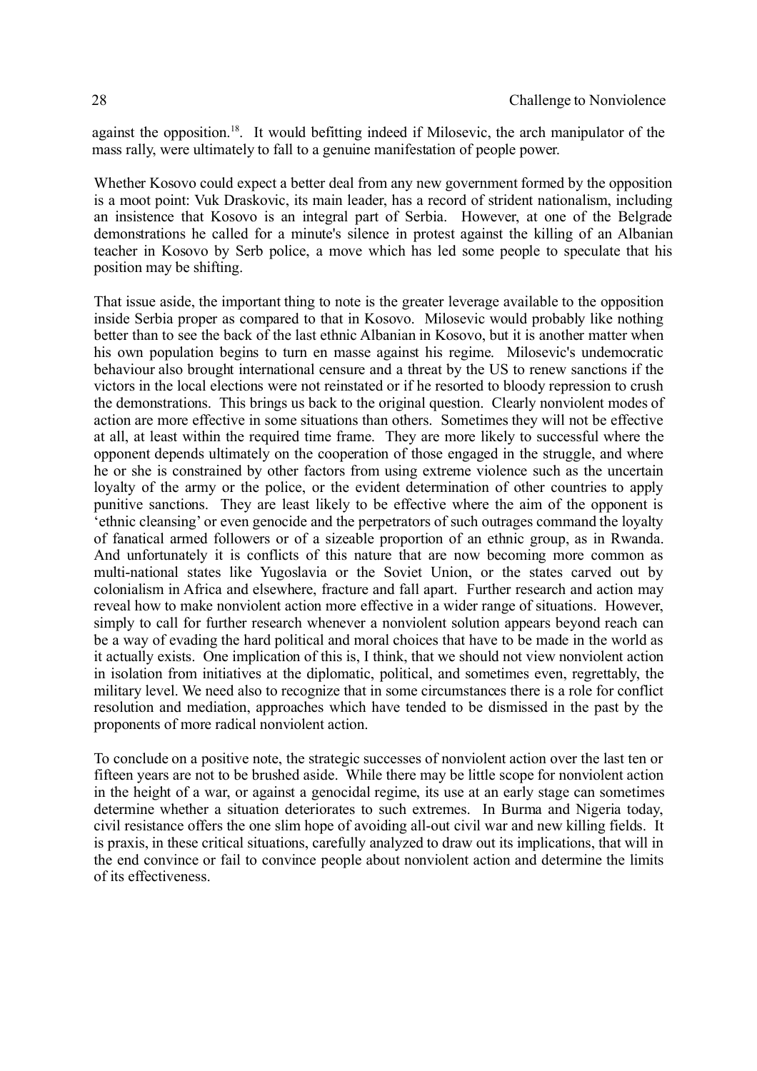against the opposition.[18]. It would befitting indeed if Milosevic, the arch manipulator of the mass rally, were ultimately to fall to a genuine manifestation of people power.

Whether Kosovo could expect a better deal from any new government formed by the opposition is a moot point: Vuk Draskovic, its main leader, has a record of strident nationalism, including an insistence that Kosovo is an integral part of Serbia. However, at one of the Belgrade demonstrations he called for a minute's silence in protest against the killing of an Albanian teacher in Kosovo by Serb police, a move which has led some people to speculate that his position may be shifting.

That issue aside, the important thing to note is the greater leverage available to the opposition inside Serbia proper as compared to that in Kosovo. Milosevic would probably like nothing better than to see the back of the last ethnic Albanian in Kosovo, but it is another matter when his own population begins to turn en masse against his regime. Milosevic's undemocratic behaviour also brought international censure and a threat by the US to renew sanctions if the victors in the local elections were not reinstated or if he resorted to bloody repression to crush the demonstrations. This brings us back to the original question. Clearly nonviolent modes of action are more effective in some situations than others. Sometimes they will not be effective at all, at least within the required time frame. They are more likely to successful where the opponent depends ultimately on the cooperation of those engaged in the struggle, and where he or she is constrained by other factors from using extreme violence such as the uncertain loyalty of the army or the police, or the evident determination of other countries to apply punitive sanctions. They are least likely to be effective where the aim of the opponent is 'ethnic cleansing' or even genocide and the perpetrators of such outrages command the loyalty of fanatical armed followers or of a sizeable proportion of an ethnic group, as in Rwanda. And unfortunately it is conflicts of this nature that are now becoming more common as multi-national states like Yugoslavia or the Soviet Union, or the states carved out by colonialism in Africa and elsewhere, fracture and fall apart. Further research and action may reveal how to make nonviolent action more effective in a wider range of situations. However, simply to call for further research whenever a nonviolent solution appears beyond reach can be a way of evading the hard political and moral choices that have to be made in the world as it actually exists. One implication of this is, I think, that we should not view nonviolent action in isolation from initiatives at the diplomatic, political, and sometimes even, regrettably, the military level. We need also to recognize that in some circumstances there is a role for conflict resolution and mediation, approaches which have tended to be dismissed in the past by the proponents of more radical nonviolent action.

To conclude on a positive note, the strategic successes of nonviolent action over the last ten or fifteen years are not to be brushed aside. While there may be little scope for nonviolent action in the height of a war, or against a genocidal regime, its use at an early stage can sometimes determine whether a situation deteriorates to such extremes. In Burma and Nigeria today, civil resistance offers the one slim hope of avoiding all-out civil war and new killing fields. It is praxis, in these critical situations, carefully analyzed to draw out its implications, that will in the end convince or fail to convince people about nonviolent action and determine the limits of its effectiveness.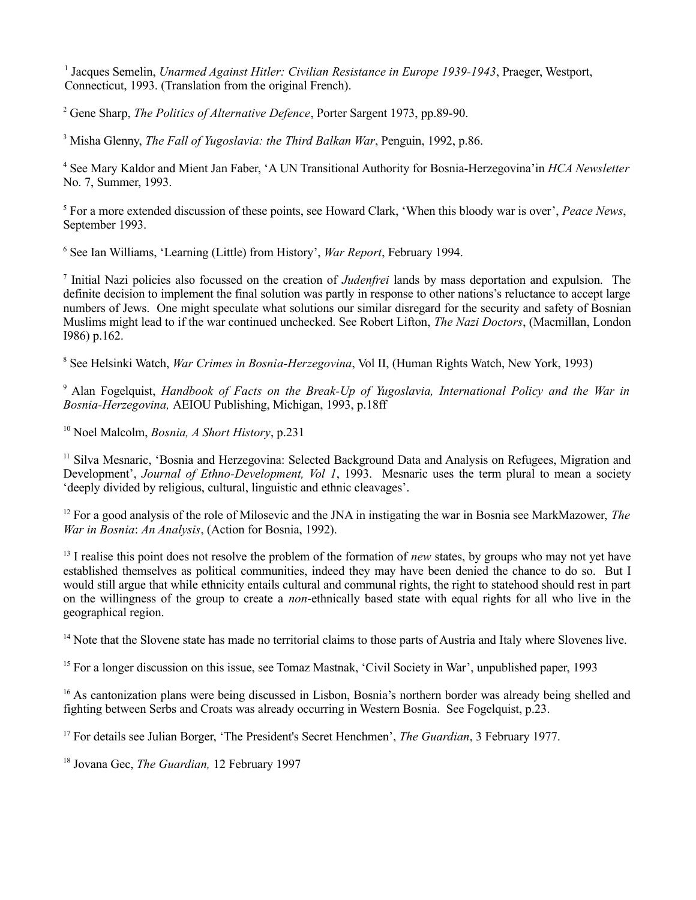[1] Jacques Semelin, *Unarmed Against Hitler: Civilian Resistance in Europe 1939-1943*, Praeger, Westport, Connecticut, 1993. (Translation from the original French).

[2] Gene Sharp, *The Politics of Alternative Defence*, Porter Sargent 1973, pp.89-90.

[3] Misha Glenny, *The Fall of Yugoslavia: the Third Balkan War*, Penguin, 1992, p.86.

[4] See Mary Kaldor and Mient Jan Faber, 'A UN Transitional Authority for Bosnia-Herzegovina'in *HCA Newsletter* No. 7, Summer, 1993.

[5] For a more extended discussion of these points, see Howard Clark, 'When this bloody war is over', *Peace News*, September 1993.

[6] See Ian Williams, 'Learning (Little) from History', *War Report*, February 1994.

[7] Initial Nazi policies also focussed on the creation of *Judenfrei* lands by mass deportation and expulsion. The definite decision to implement the final solution was partly in response to other nations's reluctance to accept large numbers of Jews. One might speculate what solutions our similar disregard for the security and safety of Bosnian Muslims might lead to if the war continued unchecked. See Robert Lifton, *The Nazi Doctors*, (Macmillan, London I986) p.162.

[8] See Helsinki Watch, *War Crimes in Bosnia-Herzegovina*, Vol II, (Human Rights Watch, New York, 1993)

[9] Alan Fogelquist, *Handbook of Facts on the Break-Up of Yugoslavia, International Policy and the War in Bosnia-Herzegovina,* AEIOU Publishing, Michigan, 1993, p.18ff

[10] Noel Malcolm, *Bosnia, A Short History*, p.231

[11] Silva Mesnaric, 'Bosnia and Herzegovina: Selected Background Data and Analysis on Refugees, Migration and Development', *Journal of Ethno-Development, Vol 1*, 1993. Mesnaric uses the term plural to mean a society 'deeply divided by religious, cultural, linguistic and ethnic cleavages'.

[12] For a good analysis of the role of Milosevic and the JNA in instigating the war in Bosnia see MarkMazower, *The War in Bosnia*: *An Analysis*, (Action for Bosnia, 1992).

[13] I realise this point does not resolve the problem of the formation of *new* states, by groups who may not yet have established themselves as political communities, indeed they may have been denied the chance to do so. But I would still argue that while ethnicity entails cultural and communal rights, the right to statehood should rest in part on the willingness of the group to create a *non*-ethnically based state with equal rights for all who live in the geographical region.

[14] Note that the Slovene state has made no territorial claims to those parts of Austria and Italy where Slovenes live.

[15] For a longer discussion on this issue, see Tomaz Mastnak, 'Civil Society in War', unpublished paper, 1993

[16] As cantonization plans were being discussed in Lisbon, Bosnia's northern border was already being shelled and fighting between Serbs and Croats was already occurring in Western Bosnia. See Fogelquist, p.23.

[17] For details see Julian Borger, 'The President's Secret Henchmen', *The Guardian*, 3 February 1977.

[18] Jovana Gec, *The Guardian,* 12 February 1997